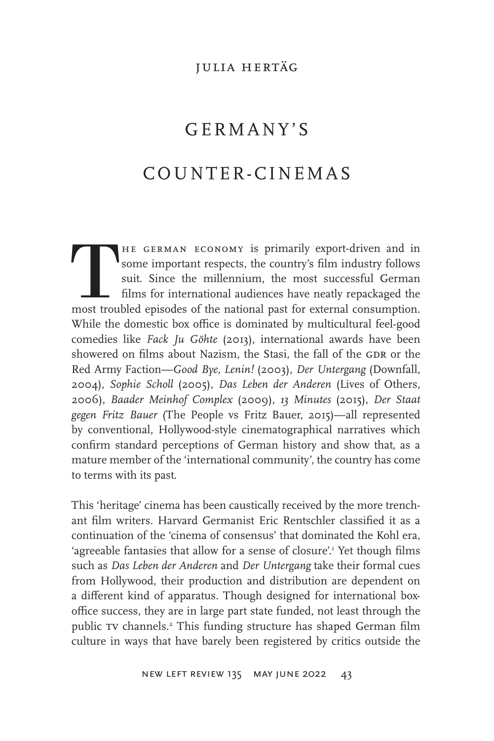JULIA HERTÄG

# GERMANY'S COUNTER-CINEMAS

The German economy is primarily export-driven and in some important respects, the country's film industry follows suit. Since the millennium, the most successful German films for international audiences have neatly repackaged the most troubled episodes of the national past for external consumption. While the domestic box office is dominated by multicultural feel-good comedies like *Fack Ju Göhte* (2013), international awards have been showered on films about Nazism, the Stasi, the fall of the GDR or the Red Army Faction—*Good Bye, Lenin!* (2003), *Der Untergang* (Downfall, 2004), *Sophie Scholl* (2005), *Das Leben der Anderen* (Lives of Others, 2006), *Baader Meinhof Complex* (2009), *13 Minutes* (2015), *Der Staat gegen Fritz Bauer* (The People vs Fritz Bauer, 2015)—all represented by conventional, Hollywood-style cinematographical narratives which confirm standard perceptions of German history and show that, as a mature member of the 'international community', the country has come to terms with its past.

This 'heritage' cinema has been caustically received by the more trenchant film writers. Harvard Germanist Eric Rentschler classified it as a continuation of the 'cinema of consensus' that dominated the Kohl era, 'agreeable fantasies that allow for a sense of closure'.[1] Yet though films such as *Das Leben der Anderen* and *Der Untergang* take their formal cues from Hollywood, their production and distribution are dependent on a different kind of apparatus. Though designed for international box-office success, they are in large part state funded, not least through the public TV channels.[2] This funding structure has shaped German film culture in ways that have barely been registered by critics outside the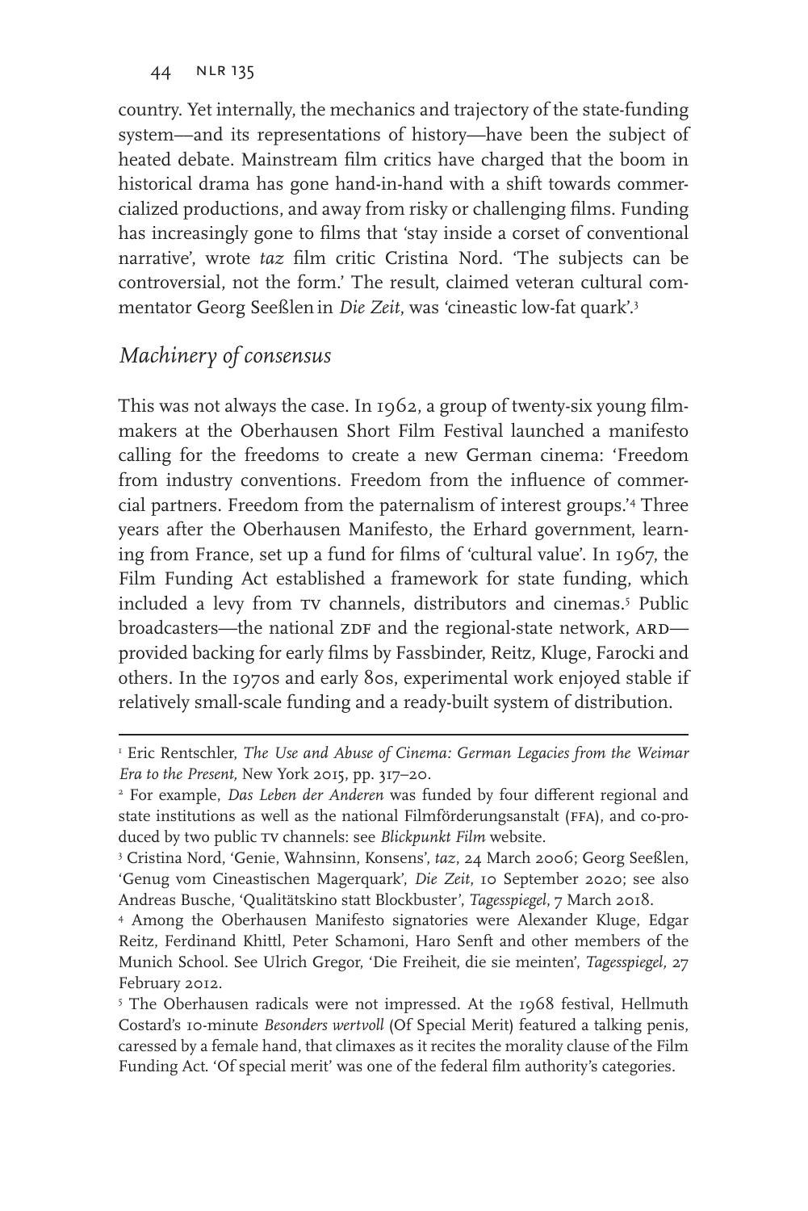country. Yet internally, the mechanics and trajectory of the state-funding system—and its representations of history—have been the subject of heated debate. Mainstream film critics have charged that the boom in historical drama has gone hand-in-hand with a shift towards commercialized productions, and away from risky or challenging films. Funding has increasingly gone to films that 'stay inside a corset of conventional narrative', wrote *taz* film critic Cristina Nord. 'The subjects can be controversial, not the form.' The result, claimed veteran cultural commentator Georg Seeßlen in *Die Zeit*, was 'cineastic low-fat quark'.[3]

## *Machinery of consensus*

This was not always the case. In 1962, a group of twenty-six young filmmakers at the Oberhausen Short Film Festival launched a manifesto calling for the freedoms to create a new German cinema: 'Freedom from industry conventions. Freedom from the influence of commercial partners. Freedom from the paternalism of interest groups.'[4] Three years after the Oberhausen Manifesto, the Erhard government, learning from France, set up a fund for films of 'cultural value'. In 1967, the Film Funding Act established a framework for state funding, which included a levy from TV channels, distributors and cinemas.[5] Public broadcasters—the national ZDF and the regional-state network, ARD—provided backing for early films by Fassbinder, Reitz, Kluge, Farocki and others. In the 1970s and early 80s, experimental work enjoyed stable if relatively small-scale funding and a ready-built system of distribution.

---

[1] Eric Rentschler, *The Use and Abuse of Cinema: German Legacies from the Weimar Era to the Present*, New York 2015, pp. 317–20.

[2] For example, *Das Leben der Anderen* was funded by four different regional and state institutions as well as the national Filmförderungsanstalt (FFA), and co-produced by two public TV channels: see *Blickpunkt Film* website.

[3] Cristina Nord, 'Genie, Wahnsinn, Konsens', *taz*, 24 March 2006; Georg Seeßlen, 'Genug vom Cineastischen Magerquark', *Die Zeit*, 10 September 2020; see also Andreas Busche, 'Qualitätskino statt Blockbuster', *Tagesspiegel*, 7 March 2018.

[4] Among the Oberhausen Manifesto signatories were Alexander Kluge, Edgar Reitz, Ferdinand Khittl, Peter Schamoni, Haro Senft and other members of the Munich School. See Ulrich Gregor, 'Die Freiheit, die sie meinten', *Tagesspiegel*, 27 February 2012.

[5] The Oberhausen radicals were not impressed. At the 1968 festival, Hellmuth Costard's 10-minute *Besonders wertvoll* (Of Special Merit) featured a talking penis, caressed by a female hand, that climaxes as it recites the morality clause of the Film Funding Act. 'Of special merit' was one of the federal film authority's categories.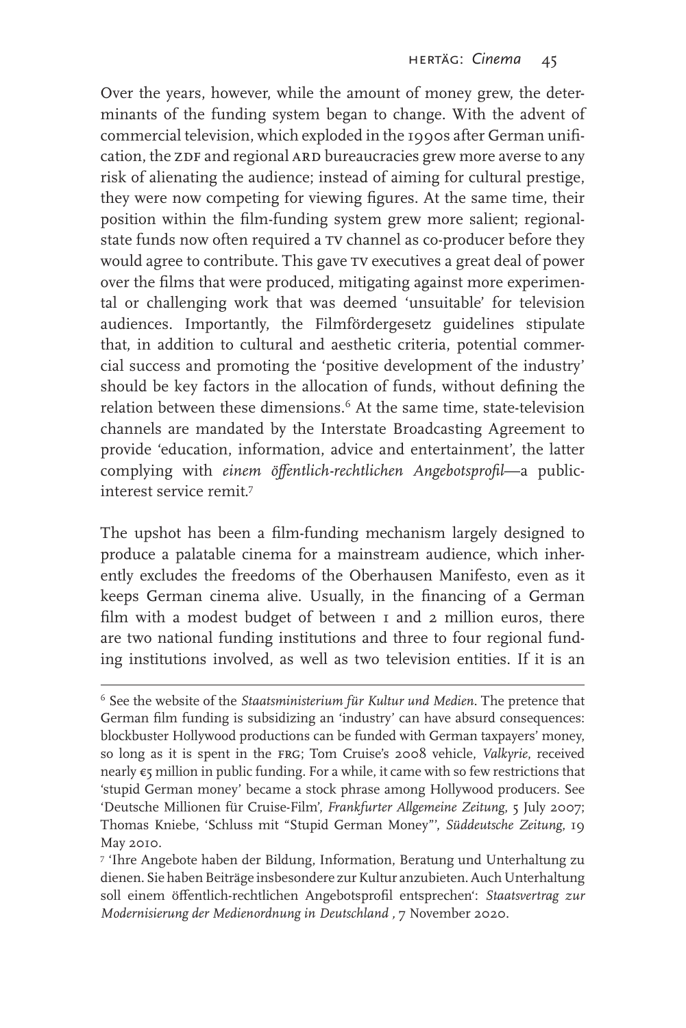Over the years, however, while the amount of money grew, the determinants of the funding system began to change. With the advent of commercial television, which exploded in the 1990s after German unification, the ZDF and regional ARD bureaucracies grew more averse to any risk of alienating the audience; instead of aiming for cultural prestige, they were now competing for viewing figures. At the same time, their position within the film-funding system grew more salient; regional-state funds now often required a TV channel as co-producer before they would agree to contribute. This gave TV executives a great deal of power over the films that were produced, mitigating against more experimental or challenging work that was deemed 'unsuitable' for television audiences. Importantly, the Filmfördergesetz guidelines stipulate that, in addition to cultural and aesthetic criteria, potential commercial success and promoting the 'positive development of the industry' should be key factors in the allocation of funds, without defining the relation between these dimensions.[6] At the same time, state-television channels are mandated by the Interstate Broadcasting Agreement to provide 'education, information, advice and entertainment', the latter complying with *einem öffentlich-rechtlichen Angebotsprofil*—a public-interest service remit.[7]

The upshot has been a film-funding mechanism largely designed to produce a palatable cinema for a mainstream audience, which inherently excludes the freedoms of the Oberhausen Manifesto, even as it keeps German cinema alive. Usually, in the financing of a German film with a modest budget of between 1 and 2 million euros, there are two national funding institutions and three to four regional funding institutions involved, as well as two television entities. If it is an

---

[6] See the website of the *Staatsministerium für Kultur und Medien*. The pretence that German film funding is subsidizing an 'industry' can have absurd consequences: blockbuster Hollywood productions can be funded with German taxpayers' money, so long as it is spent in the FRG; Tom Cruise's 2008 vehicle, *Valkyrie*, received nearly €5 million in public funding. For a while, it came with so few restrictions that 'stupid German money' became a stock phrase among Hollywood producers. See 'Deutsche Millionen für Cruise-Film', *Frankfurter Allgemeine Zeitung*, 5 July 2007; Thomas Kniebe, 'Schluss mit "Stupid German Money"', *Süddeutsche Zeitung*, 19 May 2010.

[7] 'Ihre Angebote haben der Bildung, Information, Beratung und Unterhaltung zu dienen. Sie haben Beiträge insbesondere zur Kultur anzubieten. Auch Unterhaltung soll einem öffentlich-rechtlichen Angebotsprofil entsprechen': *Staatsvertrag zur Modernisierung der Medienordnung in Deutschland* , 7 November 2020.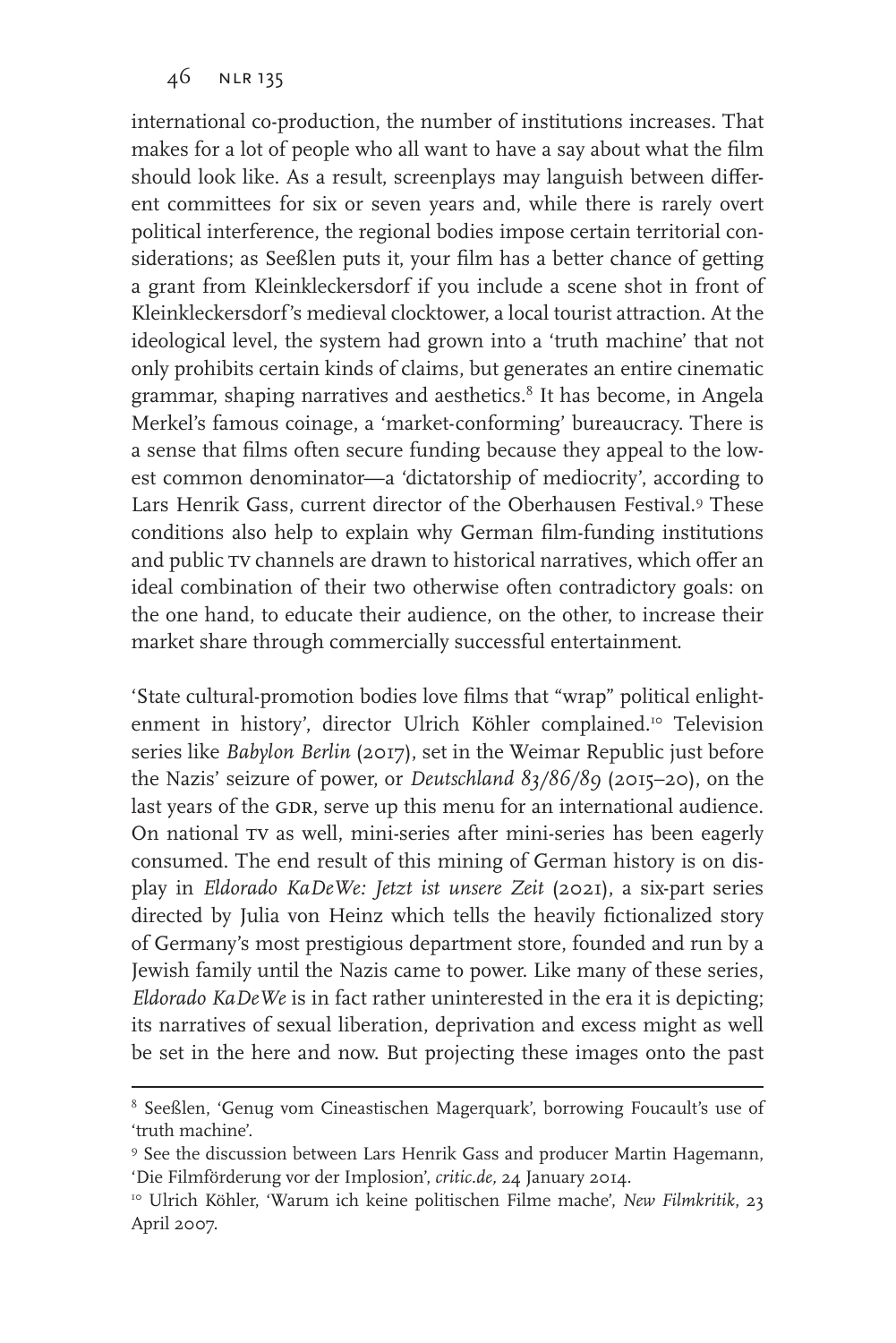international co-production, the number of institutions increases. That makes for a lot of people who all want to have a say about what the film should look like. As a result, screenplays may languish between different committees for six or seven years and, while there is rarely overt political interference, the regional bodies impose certain territorial considerations; as Seeßlen puts it, your film has a better chance of getting a grant from Kleinkleckersdorf if you include a scene shot in front of Kleinkleckersdorf's medieval clocktower, a local tourist attraction. At the ideological level, the system had grown into a 'truth machine' that not only prohibits certain kinds of claims, but generates an entire cinematic grammar, shaping narratives and aesthetics.[8] It has become, in Angela Merkel's famous coinage, a 'market-conforming' bureaucracy. There is a sense that films often secure funding because they appeal to the lowest common denominator—a 'dictatorship of mediocrity', according to Lars Henrik Gass, current director of the Oberhausen Festival.[9] These conditions also help to explain why German film-funding institutions and public TV channels are drawn to historical narratives, which offer an ideal combination of their two otherwise often contradictory goals: on the one hand, to educate their audience, on the other, to increase their market share through commercially successful entertainment.

'State cultural-promotion bodies love films that "wrap" political enlightenment in history', director Ulrich Köhler complained.[10] Television series like *Babylon Berlin* (2017), set in the Weimar Republic just before the Nazis' seizure of power, or *Deutschland 83/86/89* (2015–20), on the last years of the GDR, serve up this menu for an international audience. On national TV as well, mini-series after mini-series has been eagerly consumed. The end result of this mining of German history is on display in *Eldorado KaDeWe: Jetzt ist unsere Zeit* (2021), a six-part series directed by Julia von Heinz which tells the heavily fictionalized story of Germany's most prestigious department store, founded and run by a Jewish family until the Nazis came to power. Like many of these series, *Eldorado KaDeWe* is in fact rather uninterested in the era it is depicting; its narratives of sexual liberation, deprivation and excess might as well be set in the here and now. But projecting these images onto the past

---

[8] Seeßlen, 'Genug vom Cineastischen Magerquark', borrowing Foucault's use of 'truth machine'.

[9] See the discussion between Lars Henrik Gass and producer Martin Hagemann, 'Die Filmförderung vor der Implosion', *critic.de*, 24 January 2014.

[10] Ulrich Köhler, 'Warum ich keine politischen Filme mache', *New Filmkritik*, 23 April 2007.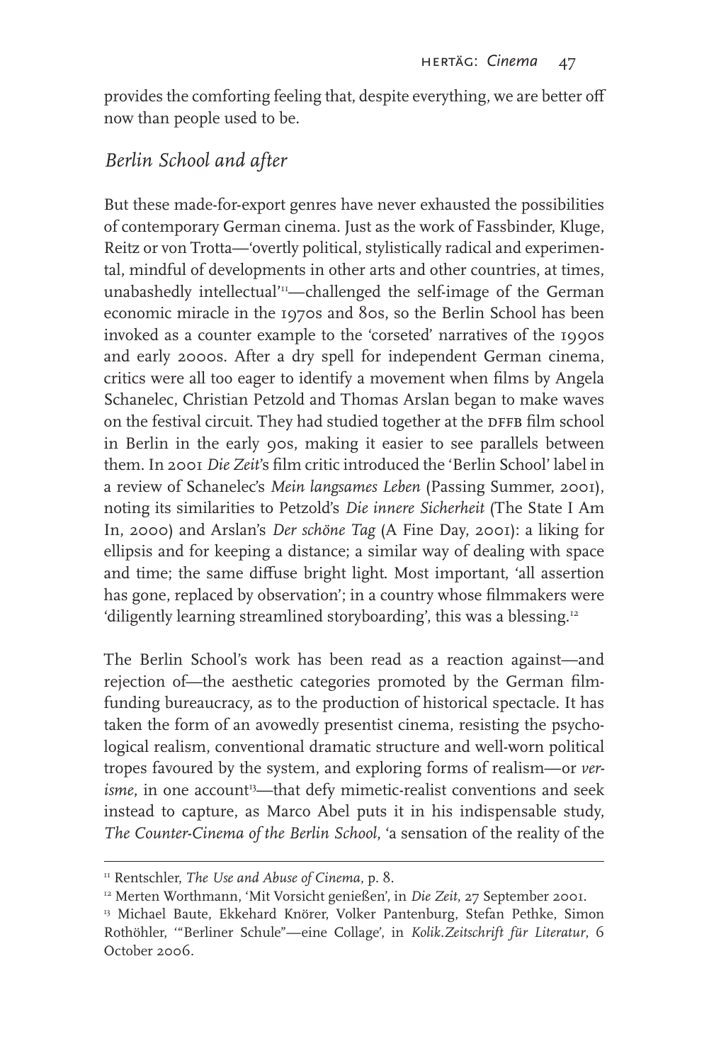provides the comforting feeling that, despite everything, we are better off now than people used to be.

## *Berlin School and after*

But these made-for-export genres have never exhausted the possibilities of contemporary German cinema. Just as the work of Fassbinder, Kluge, Reitz or von Trotta—'overtly political, stylistically radical and experimental, mindful of developments in other arts and other countries, at times, unabashedly intellectual'[11]—challenged the self-image of the German economic miracle in the 1970s and 80s, so the Berlin School has been invoked as a counter example to the 'corseted' narratives of the 1990s and early 2000s. After a dry spell for independent German cinema, critics were all too eager to identify a movement when films by Angela Schanelec, Christian Petzold and Thomas Arslan began to make waves on the festival circuit. They had studied together at the DFFB film school in Berlin in the early 90s, making it easier to see parallels between them. In 2001 *Die Zeit*'s film critic introduced the 'Berlin School' label in a review of Schanelec's *Mein langsames Leben* (Passing Summer, 2001), noting its similarities to Petzold's *Die innere Sicherheit* (The State I Am In, 2000) and Arslan's *Der schöne Tag* (A Fine Day, 2001): a liking for ellipsis and for keeping a distance; a similar way of dealing with space and time; the same diffuse bright light. Most important, 'all assertion has gone, replaced by observation'; in a country whose filmmakers were 'diligently learning streamlined storyboarding', this was a blessing.[12]

The Berlin School's work has been read as a reaction against—and rejection of—the aesthetic categories promoted by the German film-funding bureaucracy, as to the production of historical spectacle. It has taken the form of an avowedly presentist cinema, resisting the psychological realism, conventional dramatic structure and well-worn political tropes favoured by the system, and exploring forms of realism—or *verisme*, in one account[13]—that defy mimetic-realist conventions and seek instead to capture, as Marco Abel puts it in his indispensable study, *The Counter-Cinema of the Berlin School*, 'a sensation of the reality of the

---

[11] Rentschler, *The Use and Abuse of Cinema*, p. 8.

[12] Merten Worthmann, 'Mit Vorsicht genießen', in *Die Zeit*, 27 September 2001.

[13] Michael Baute, Ekkehard Knörer, Volker Pantenburg, Stefan Pethke, Simon Rothöhler, '"Berliner Schule"—eine Collage', in *Kolik.Zeitschrift für Literatur*, 6 October 2006.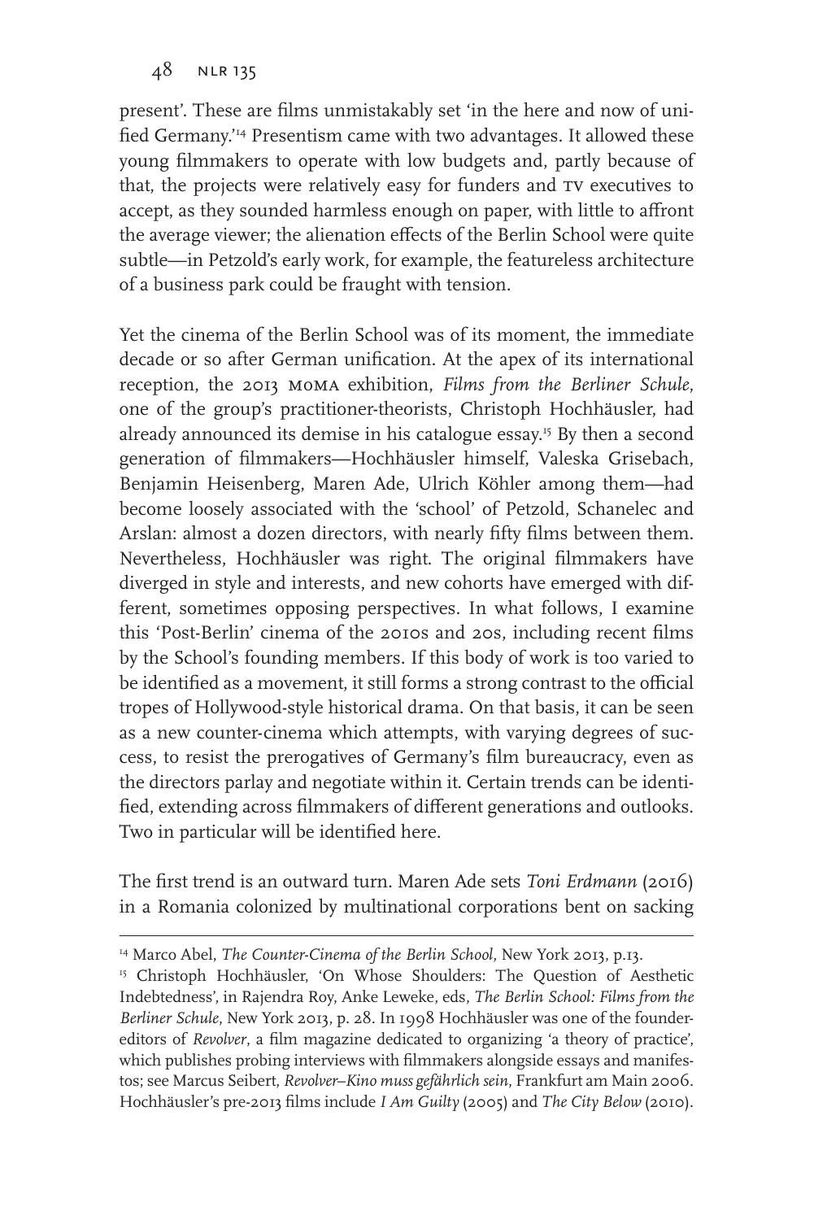present'. These are films unmistakably set 'in the here and now of unified Germany.'[14] Presentism came with two advantages. It allowed these young filmmakers to operate with low budgets and, partly because of that, the projects were relatively easy for funders and TV executives to accept, as they sounded harmless enough on paper, with little to affront the average viewer; the alienation effects of the Berlin School were quite subtle—in Petzold's early work, for example, the featureless architecture of a business park could be fraught with tension.

Yet the cinema of the Berlin School was of its moment, the immediate decade or so after German unification. At the apex of its international reception, the 2013 MoMA exhibition, *Films from the Berliner Schule*, one of the group's practitioner-theorists, Christoph Hochhäusler, had already announced its demise in his catalogue essay.[15] By then a second generation of filmmakers—Hochhäusler himself, Valeska Grisebach, Benjamin Heisenberg, Maren Ade, Ulrich Köhler among them—had become loosely associated with the 'school' of Petzold, Schanelec and Arslan: almost a dozen directors, with nearly fifty films between them. Nevertheless, Hochhäusler was right. The original filmmakers have diverged in style and interests, and new cohorts have emerged with different, sometimes opposing perspectives. In what follows, I examine this 'Post-Berlin' cinema of the 2010s and 20s, including recent films by the School's founding members. If this body of work is too varied to be identified as a movement, it still forms a strong contrast to the official tropes of Hollywood-style historical drama. On that basis, it can be seen as a new counter-cinema which attempts, with varying degrees of success, to resist the prerogatives of Germany's film bureaucracy, even as the directors parlay and negotiate within it. Certain trends can be identified, extending across filmmakers of different generations and outlooks. Two in particular will be identified here.

The first trend is an outward turn. Maren Ade sets *Toni Erdmann* (2016) in a Romania colonized by multinational corporations bent on sacking

---

[14] Marco Abel, *The Counter-Cinema of the Berlin School*, New York 2013, p.13.

[15] Christoph Hochhäusler, 'On Whose Shoulders: The Question of Aesthetic Indebtedness', in Rajendra Roy, Anke Leweke, eds, *The Berlin School: Films from the Berliner Schule*, New York 2013, p. 28. In 1998 Hochhäusler was one of the founder-editors of *Revolver*, a film magazine dedicated to organizing 'a theory of practice', which publishes probing interviews with filmmakers alongside essays and manifestos; see Marcus Seibert, *Revolver–Kino muss gefährlich sein*, Frankfurt am Main 2006. Hochhäusler's pre-2013 films include *I Am Guilty* (2005) and *The City Below* (2010).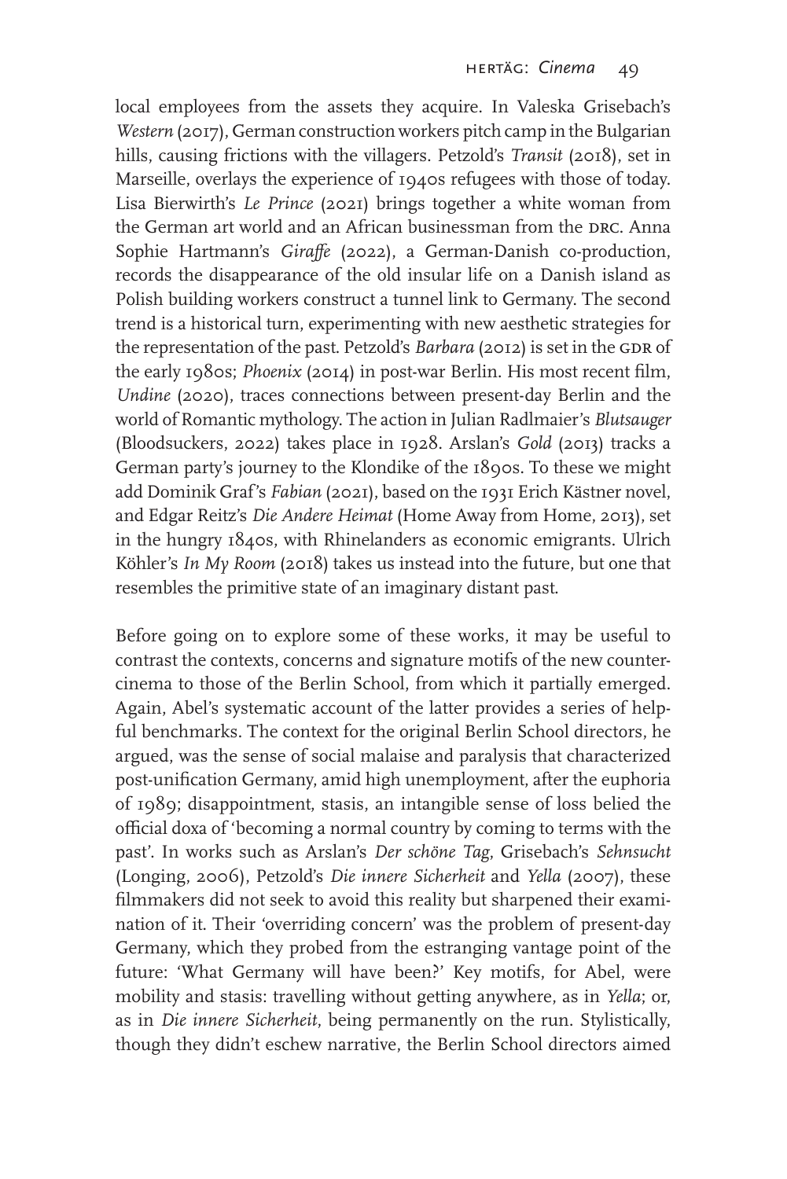local employees from the assets they acquire. In Valeska Grisebach's *Western* (2017), German construction workers pitch camp in the Bulgarian hills, causing frictions with the villagers. Petzold's *Transit* (2018), set in Marseille, overlays the experience of 1940s refugees with those of today. Lisa Bierwirth's *Le Prince* (2021) brings together a white woman from the German art world and an African businessman from the DRC. Anna Sophie Hartmann's *Giraffe* (2022), a German-Danish co-production, records the disappearance of the old insular life on a Danish island as Polish building workers construct a tunnel link to Germany. The second trend is a historical turn, experimenting with new aesthetic strategies for the representation of the past. Petzold's *Barbara* (2012) is set in the GDR of the early 1980s; *Phoenix* (2014) in post-war Berlin. His most recent film, *Undine* (2020), traces connections between present-day Berlin and the world of Romantic mythology. The action in Julian Radlmaier's *Blutsauger* (Bloodsuckers, 2022) takes place in 1928. Arslan's *Gold* (2013) tracks a German party's journey to the Klondike of the 1890s. To these we might add Dominik Graf's *Fabian* (2021), based on the 1931 Erich Kästner novel, and Edgar Reitz's *Die Andere Heimat* (Home Away from Home, 2013), set in the hungry 1840s, with Rhinelanders as economic emigrants. Ulrich Köhler's *In My Room* (2018) takes us instead into the future, but one that resembles the primitive state of an imaginary distant past.

Before going on to explore some of these works, it may be useful to contrast the contexts, concerns and signature motifs of the new counter-cinema to those of the Berlin School, from which it partially emerged. Again, Abel's systematic account of the latter provides a series of helpful benchmarks. The context for the original Berlin School directors, he argued, was the sense of social malaise and paralysis that characterized post-unification Germany, amid high unemployment, after the euphoria of 1989; disappointment, stasis, an intangible sense of loss belied the official doxa of 'becoming a normal country by coming to terms with the past'. In works such as Arslan's *Der schöne Tag*, Grisebach's *Sehnsucht* (Longing, 2006), Petzold's *Die innere Sicherheit* and *Yella* (2007), these filmmakers did not seek to avoid this reality but sharpened their examination of it. Their 'overriding concern' was the problem of present-day Germany, which they probed from the estranging vantage point of the future: 'What Germany will have been?' Key motifs, for Abel, were mobility and stasis: travelling without getting anywhere, as in *Yella*; or, as in *Die innere Sicherheit*, being permanently on the run. Stylistically, though they didn't eschew narrative, the Berlin School directors aimed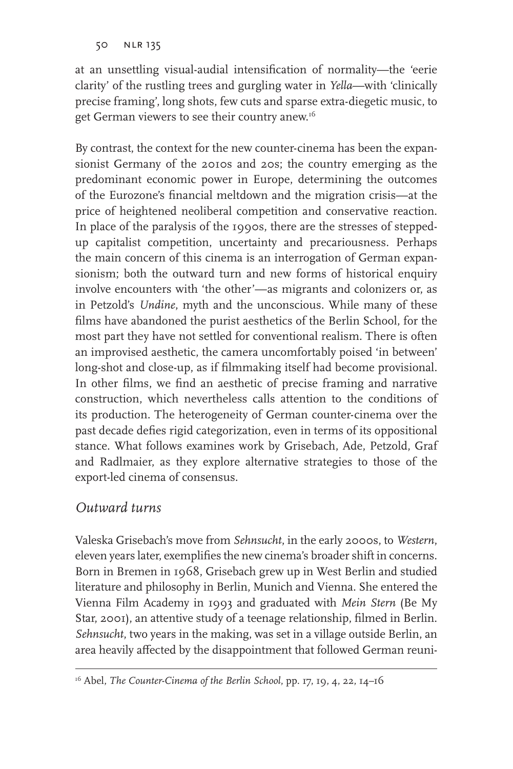at an unsettling visual-audial intensification of normality—the 'eerie clarity' of the rustling trees and gurgling water in *Yella*—with 'clinically precise framing', long shots, few cuts and sparse extra-diegetic music, to get German viewers to see their country anew.[16]

By contrast, the context for the new counter-cinema has been the expansionist Germany of the 2010s and 20s; the country emerging as the predominant economic power in Europe, determining the outcomes of the Eurozone's financial meltdown and the migration crisis—at the price of heightened neoliberal competition and conservative reaction. In place of the paralysis of the 1990s, there are the stresses of stepped-up capitalist competition, uncertainty and precariousness. Perhaps the main concern of this cinema is an interrogation of German expansionism; both the outward turn and new forms of historical enquiry involve encounters with 'the other'—as migrants and colonizers or, as in Petzold's *Undine*, myth and the unconscious. While many of these films have abandoned the purist aesthetics of the Berlin School, for the most part they have not settled for conventional realism. There is often an improvised aesthetic, the camera uncomfortably poised 'in between' long-shot and close-up, as if filmmaking itself had become provisional. In other films, we find an aesthetic of precise framing and narrative construction, which nevertheless calls attention to the conditions of its production. The heterogeneity of German counter-cinema over the past decade defies rigid categorization, even in terms of its oppositional stance. What follows examines work by Grisebach, Ade, Petzold, Graf and Radlmaier, as they explore alternative strategies to those of the export-led cinema of consensus.

## *Outward turns*

Valeska Grisebach's move from *Sehnsucht*, in the early 2000s, to *Western*, eleven years later, exemplifies the new cinema's broader shift in concerns. Born in Bremen in 1968, Grisebach grew up in West Berlin and studied literature and philosophy in Berlin, Munich and Vienna. She entered the Vienna Film Academy in 1993 and graduated with *Mein Stern* (Be My Star, 2001), an attentive study of a teenage relationship, filmed in Berlin. *Sehnsucht*, two years in the making, was set in a village outside Berlin, an area heavily affected by the disappointment that followed German reuni-

[16] Abel, *The Counter-Cinema of the Berlin School*, pp. 17, 19, 4, 22, 14–16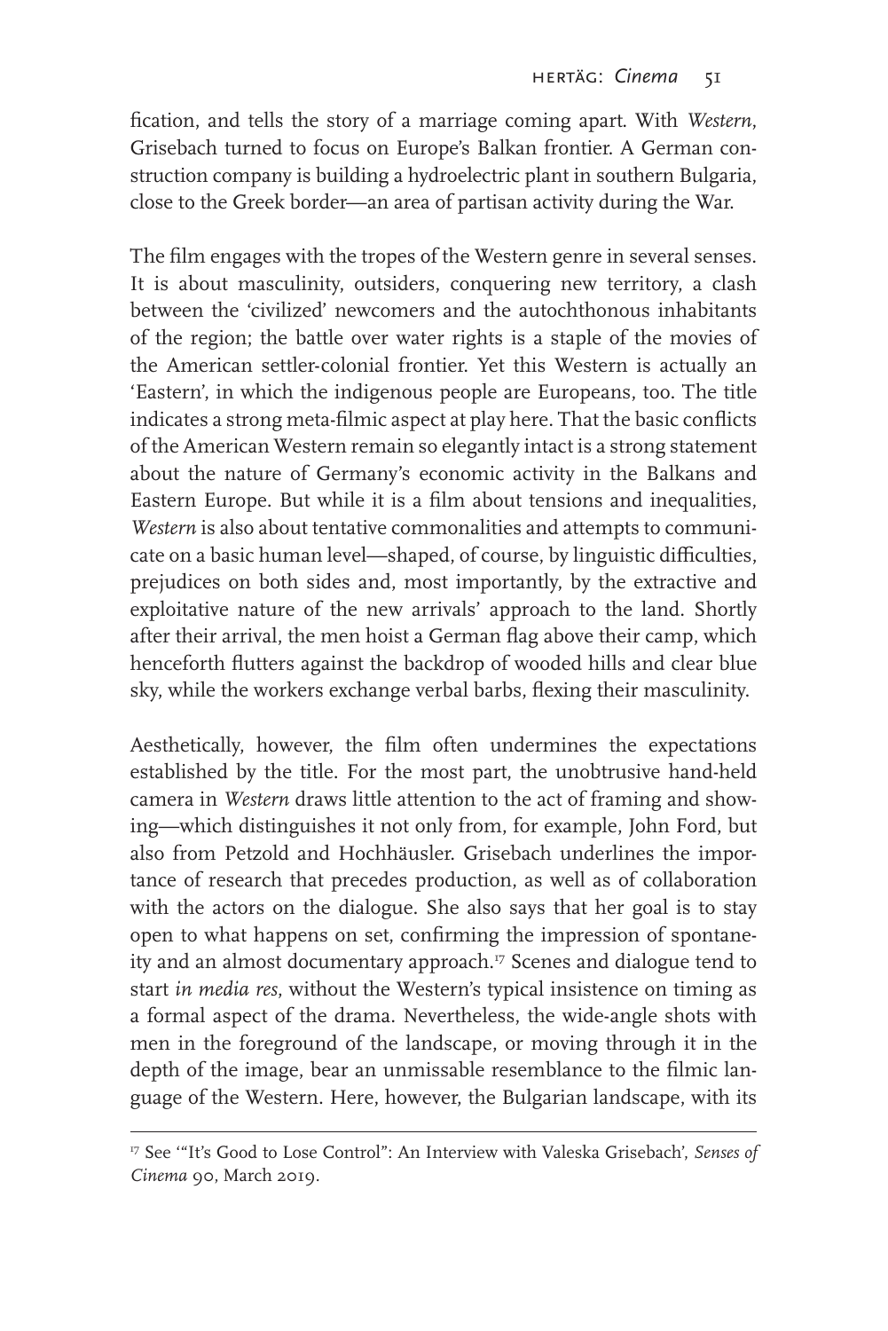fication, and tells the story of a marriage coming apart. With *Western*, Grisebach turned to focus on Europe's Balkan frontier. A German construction company is building a hydroelectric plant in southern Bulgaria, close to the Greek border—an area of partisan activity during the War.

The film engages with the tropes of the Western genre in several senses. It is about masculinity, outsiders, conquering new territory, a clash between the 'civilized' newcomers and the autochthonous inhabitants of the region; the battle over water rights is a staple of the movies of the American settler-colonial frontier. Yet this Western is actually an 'Eastern', in which the indigenous people are Europeans, too. The title indicates a strong meta-filmic aspect at play here. That the basic conflicts of the American Western remain so elegantly intact is a strong statement about the nature of Germany's economic activity in the Balkans and Eastern Europe. But while it is a film about tensions and inequalities, *Western* is also about tentative commonalities and attempts to communicate on a basic human level—shaped, of course, by linguistic difficulties, prejudices on both sides and, most importantly, by the extractive and exploitative nature of the new arrivals' approach to the land. Shortly after their arrival, the men hoist a German flag above their camp, which henceforth flutters against the backdrop of wooded hills and clear blue sky, while the workers exchange verbal barbs, flexing their masculinity.

Aesthetically, however, the film often undermines the expectations established by the title. For the most part, the unobtrusive hand-held camera in *Western* draws little attention to the act of framing and showing—which distinguishes it not only from, for example, John Ford, but also from Petzold and Hochhäusler. Grisebach underlines the importance of research that precedes production, as well as of collaboration with the actors on the dialogue. She also says that her goal is to stay open to what happens on set, confirming the impression of spontaneity and an almost documentary approach.[17] Scenes and dialogue tend to start *in media res*, without the Western's typical insistence on timing as a formal aspect of the drama. Nevertheless, the wide-angle shots with men in the foreground of the landscape, or moving through it in the depth of the image, bear an unmissable resemblance to the filmic language of the Western. Here, however, the Bulgarian landscape, with its

[17] See '"It's Good to Lose Control": An Interview with Valeska Grisebach', *Senses of Cinema* 90, March 2019.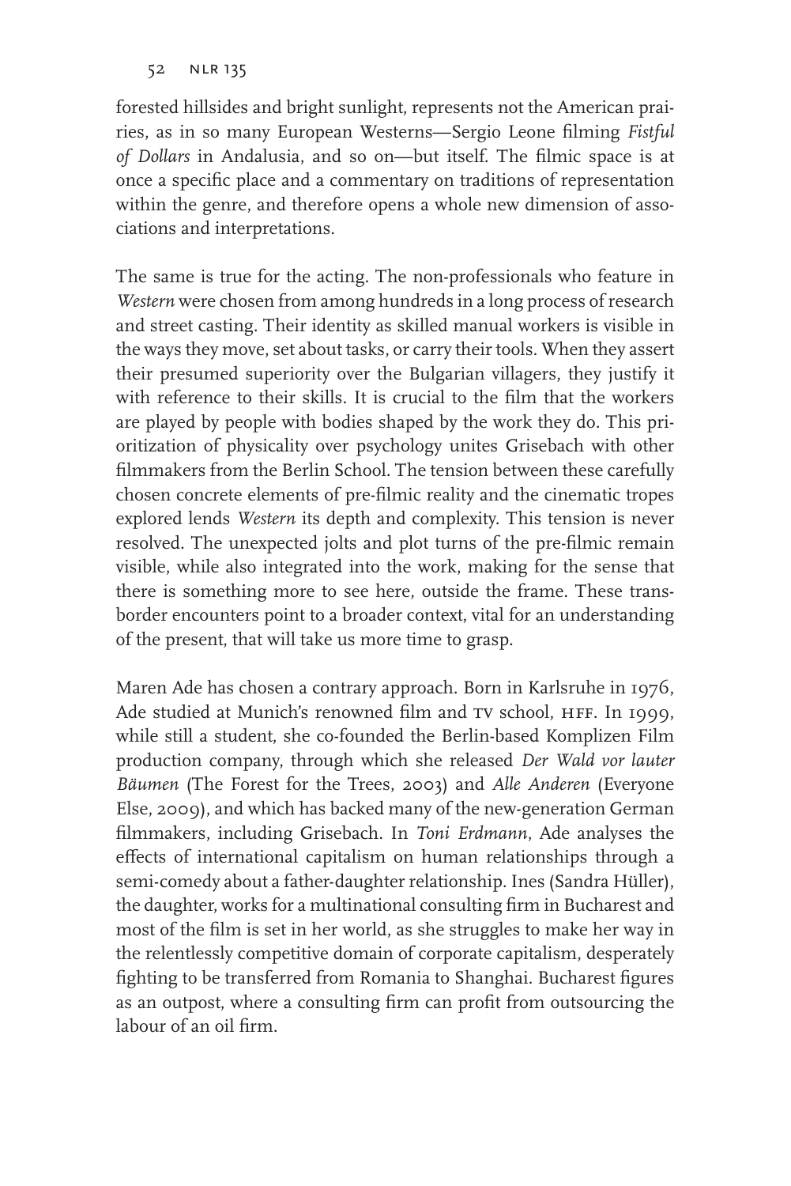forested hillsides and bright sunlight, represents not the American prairies, as in so many European Westerns—Sergio Leone filming *Fistful of Dollars* in Andalusia, and so on—but itself. The filmic space is at once a specific place and a commentary on traditions of representation within the genre, and therefore opens a whole new dimension of associations and interpretations.

The same is true for the acting. The non-professionals who feature in *Western* were chosen from among hundreds in a long process of research and street casting. Their identity as skilled manual workers is visible in the ways they move, set about tasks, or carry their tools. When they assert their presumed superiority over the Bulgarian villagers, they justify it with reference to their skills. It is crucial to the film that the workers are played by people with bodies shaped by the work they do. This prioritization of physicality over psychology unites Grisebach with other filmmakers from the Berlin School. The tension between these carefully chosen concrete elements of pre-filmic reality and the cinematic tropes explored lends *Western* its depth and complexity. This tension is never resolved. The unexpected jolts and plot turns of the pre-filmic remain visible, while also integrated into the work, making for the sense that there is something more to see here, outside the frame. These trans-border encounters point to a broader context, vital for an understanding of the present, that will take us more time to grasp.

Maren Ade has chosen a contrary approach. Born in Karlsruhe in 1976, Ade studied at Munich's renowned film and TV school, HFF. In 1999, while still a student, she co-founded the Berlin-based Komplizen Film production company, through which she released *Der Wald vor lauter Bäumen* (The Forest for the Trees, 2003) and *Alle Anderen* (Everyone Else, 2009), and which has backed many of the new-generation German filmmakers, including Grisebach. In *Toni Erdmann*, Ade analyses the effects of international capitalism on human relationships through a semi-comedy about a father-daughter relationship. Ines (Sandra Hüller), the daughter, works for a multinational consulting firm in Bucharest and most of the film is set in her world, as she struggles to make her way in the relentlessly competitive domain of corporate capitalism, desperately fighting to be transferred from Romania to Shanghai. Bucharest figures as an outpost, where a consulting firm can profit from outsourcing the labour of an oil firm.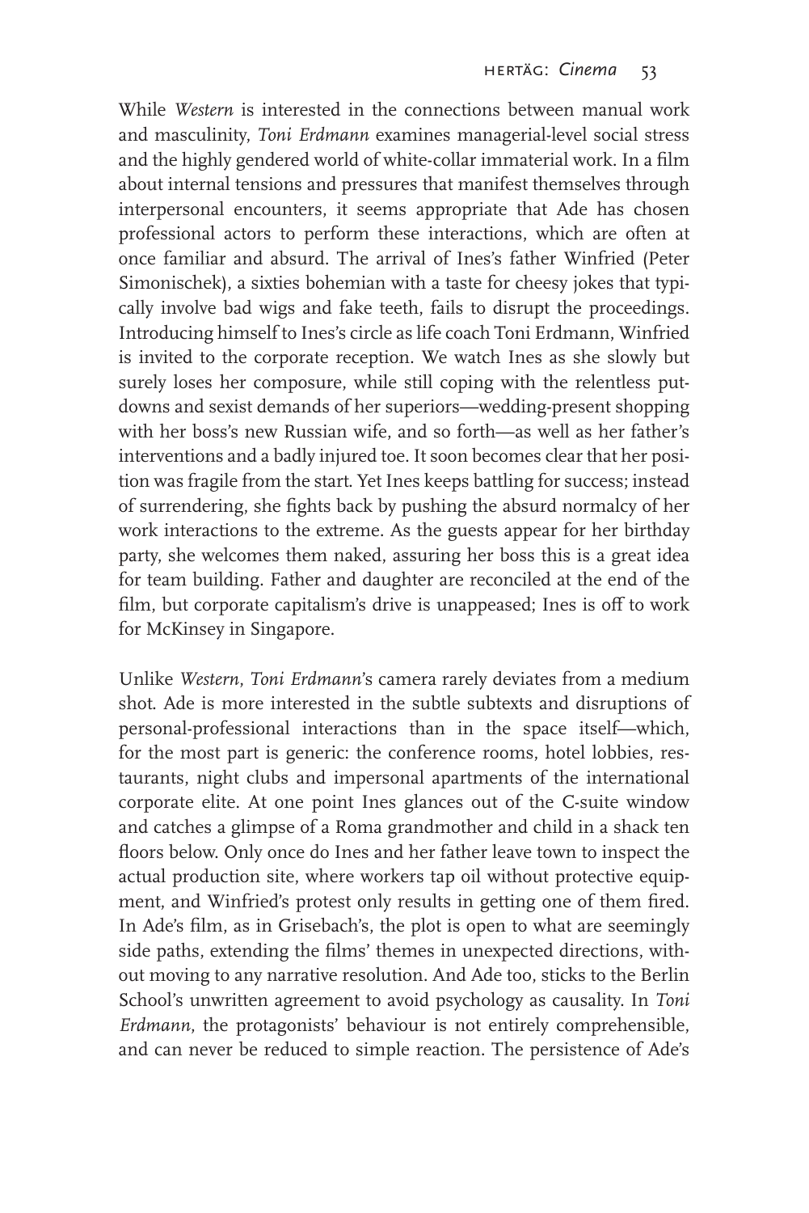While *Western* is interested in the connections between manual work and masculinity, *Toni Erdmann* examines managerial-level social stress and the highly gendered world of white-collar immaterial work. In a film about internal tensions and pressures that manifest themselves through interpersonal encounters, it seems appropriate that Ade has chosen professional actors to perform these interactions, which are often at once familiar and absurd. The arrival of Ines's father Winfried (Peter Simonischek), a sixties bohemian with a taste for cheesy jokes that typically involve bad wigs and fake teeth, fails to disrupt the proceedings. Introducing himself to Ines's circle as life coach Toni Erdmann, Winfried is invited to the corporate reception. We watch Ines as she slowly but surely loses her composure, while still coping with the relentless put-downs and sexist demands of her superiors—wedding-present shopping with her boss's new Russian wife, and so forth—as well as her father's interventions and a badly injured toe. It soon becomes clear that her position was fragile from the start. Yet Ines keeps battling for success; instead of surrendering, she fights back by pushing the absurd normalcy of her work interactions to the extreme. As the guests appear for her birthday party, she welcomes them naked, assuring her boss this is a great idea for team building. Father and daughter are reconciled at the end of the film, but corporate capitalism's drive is unappeased; Ines is off to work for McKinsey in Singapore.

Unlike *Western*, *Toni Erdmann*'s camera rarely deviates from a medium shot. Ade is more interested in the subtle subtexts and disruptions of personal-professional interactions than in the space itself—which, for the most part is generic: the conference rooms, hotel lobbies, restaurants, night clubs and impersonal apartments of the international corporate elite. At one point Ines glances out of the C-suite window and catches a glimpse of a Roma grandmother and child in a shack ten floors below. Only once do Ines and her father leave town to inspect the actual production site, where workers tap oil without protective equipment, and Winfried's protest only results in getting one of them fired. In Ade's film, as in Grisebach's, the plot is open to what are seemingly side paths, extending the films' themes in unexpected directions, without moving to any narrative resolution. And Ade too, sticks to the Berlin School's unwritten agreement to avoid psychology as causality. In *Toni Erdmann*, the protagonists' behaviour is not entirely comprehensible, and can never be reduced to simple reaction. The persistence of Ade's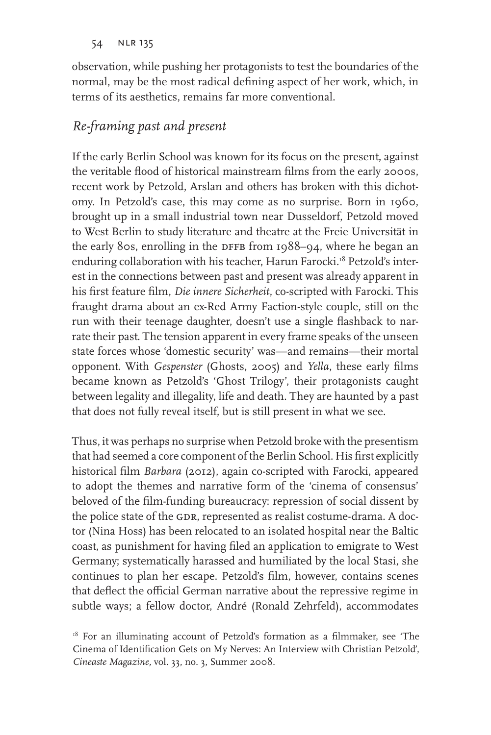observation, while pushing her protagonists to test the boundaries of the normal, may be the most radical defining aspect of her work, which, in terms of its aesthetics, remains far more conventional.

## *Re-framing past and present*

If the early Berlin School was known for its focus on the present, against the veritable flood of historical mainstream films from the early 2000s, recent work by Petzold, Arslan and others has broken with this dichotomy. In Petzold's case, this may come as no surprise. Born in 1960, brought up in a small industrial town near Dusseldorf, Petzold moved to West Berlin to study literature and theatre at the Freie Universität in the early 80s, enrolling in the DFFB from 1988–94, where he began an enduring collaboration with his teacher, Harun Farocki.[18] Petzold's interest in the connections between past and present was already apparent in his first feature film, *Die innere Sicherheit*, co-scripted with Farocki. This fraught drama about an ex-Red Army Faction-style couple, still on the run with their teenage daughter, doesn't use a single flashback to narrate their past. The tension apparent in every frame speaks of the unseen state forces whose 'domestic security' was—and remains—their mortal opponent. With *Gespenster* (Ghosts, 2005) and *Yella*, these early films became known as Petzold's 'Ghost Trilogy', their protagonists caught between legality and illegality, life and death. They are haunted by a past that does not fully reveal itself, but is still present in what we see.

Thus, it was perhaps no surprise when Petzold broke with the presentism that had seemed a core component of the Berlin School. His first explicitly historical film *Barbara* (2012), again co-scripted with Farocki, appeared to adopt the themes and narrative form of the 'cinema of consensus' beloved of the film-funding bureaucracy: repression of social dissent by the police state of the GDR, represented as realist costume-drama. A doctor (Nina Hoss) has been relocated to an isolated hospital near the Baltic coast, as punishment for having filed an application to emigrate to West Germany; systematically harassed and humiliated by the local Stasi, she continues to plan her escape. Petzold's film, however, contains scenes that deflect the official German narrative about the repressive regime in subtle ways; a fellow doctor, André (Ronald Zehrfeld), accommodates

[18] For an illuminating account of Petzold's formation as a filmmaker, see 'The Cinema of Identification Gets on My Nerves: An Interview with Christian Petzold', *Cineaste Magazine*, vol. 33, no. 3, Summer 2008.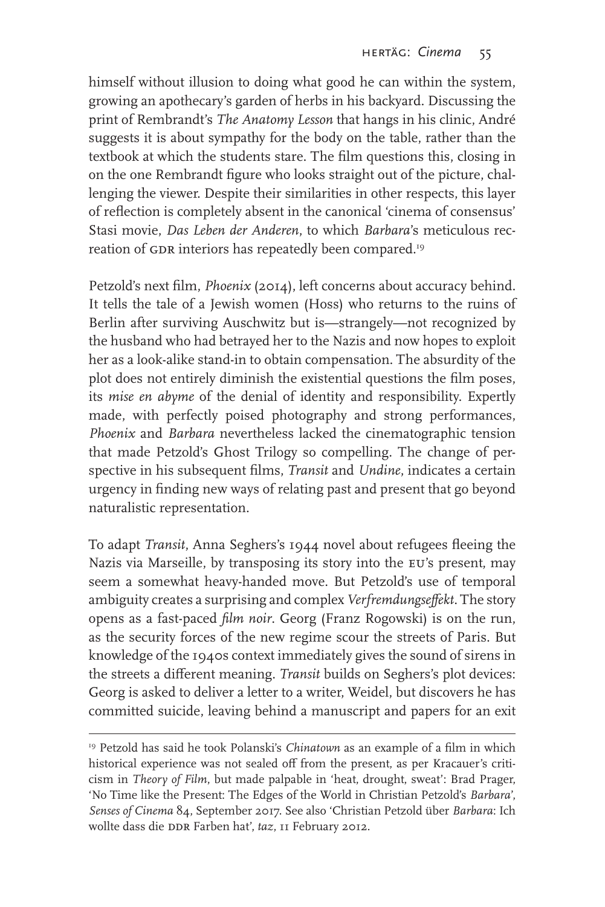himself without illusion to doing what good he can within the system, growing an apothecary's garden of herbs in his backyard. Discussing the print of Rembrandt's *The Anatomy Lesson* that hangs in his clinic, André suggests it is about sympathy for the body on the table, rather than the textbook at which the students stare. The film questions this, closing in on the one Rembrandt figure who looks straight out of the picture, challenging the viewer. Despite their similarities in other respects, this layer of reflection is completely absent in the canonical 'cinema of consensus' Stasi movie, *Das Leben der Anderen*, to which *Barbara*'s meticulous recreation of GDR interiors has repeatedly been compared.[19]

Petzold's next film, *Phoenix* (2014), left concerns about accuracy behind. It tells the tale of a Jewish women (Hoss) who returns to the ruins of Berlin after surviving Auschwitz but is—strangely—not recognized by the husband who had betrayed her to the Nazis and now hopes to exploit her as a look-alike stand-in to obtain compensation. The absurdity of the plot does not entirely diminish the existential questions the film poses, its *mise en abyme* of the denial of identity and responsibility. Expertly made, with perfectly poised photography and strong performances, *Phoenix* and *Barbara* nevertheless lacked the cinematographic tension that made Petzold's Ghost Trilogy so compelling. The change of perspective in his subsequent films, *Transit* and *Undine*, indicates a certain urgency in finding new ways of relating past and present that go beyond naturalistic representation.

To adapt *Transit*, Anna Seghers's 1944 novel about refugees fleeing the Nazis via Marseille, by transposing its story into the EU's present, may seem a somewhat heavy-handed move. But Petzold's use of temporal ambiguity creates a surprising and complex *Verfremdungseffekt*. The story opens as a fast-paced *film noir*. Georg (Franz Rogowski) is on the run, as the security forces of the new regime scour the streets of Paris. But knowledge of the 1940s context immediately gives the sound of sirens in the streets a different meaning. *Transit* builds on Seghers's plot devices: Georg is asked to deliver a letter to a writer, Weidel, but discovers he has committed suicide, leaving behind a manuscript and papers for an exit

---

[19] Petzold has said he took Polanski's *Chinatown* as an example of a film in which historical experience was not sealed off from the present, as per Kracauer's criticism in *Theory of Film*, but made palpable in 'heat, drought, sweat': Brad Prager, 'No Time like the Present: The Edges of the World in Christian Petzold's *Barbara*', *Senses of Cinema* 84, September 2017. See also 'Christian Petzold über *Barbara*: Ich wollte dass die DDR Farben hat', *taz*, 11 February 2012.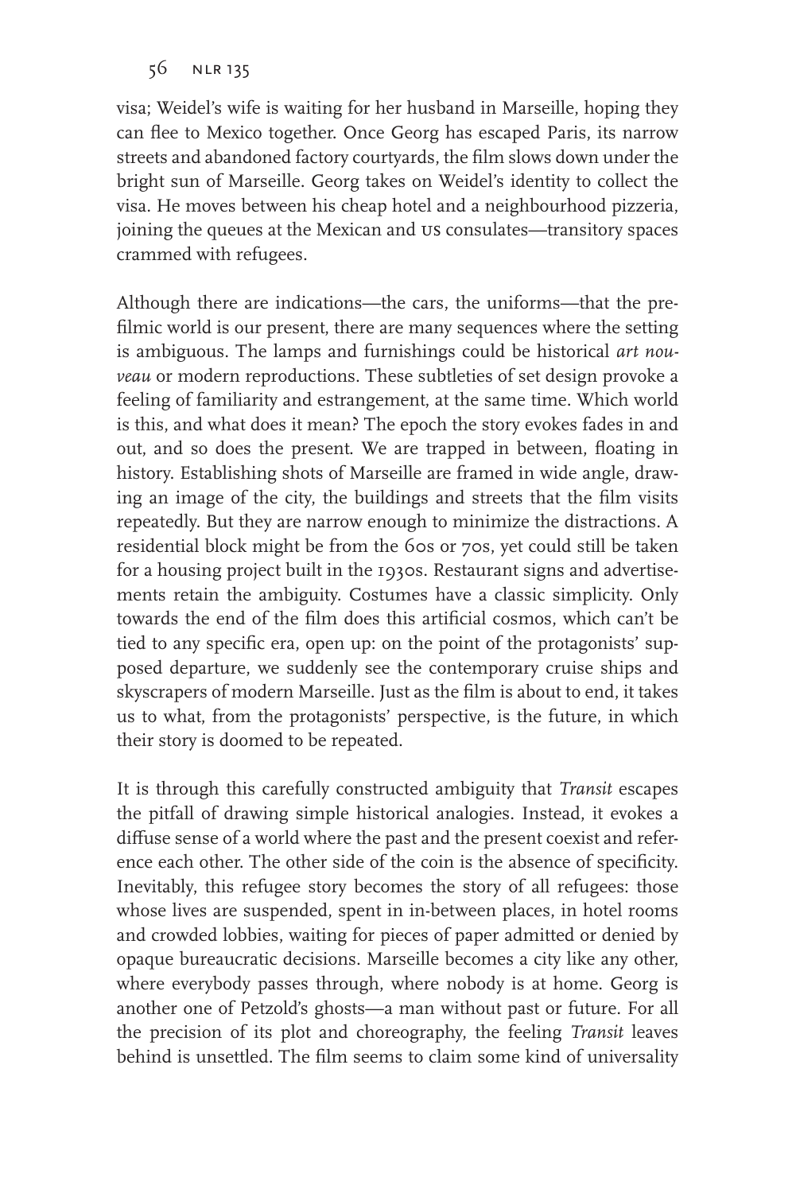visa; Weidel's wife is waiting for her husband in Marseille, hoping they can flee to Mexico together. Once Georg has escaped Paris, its narrow streets and abandoned factory courtyards, the film slows down under the bright sun of Marseille. Georg takes on Weidel's identity to collect the visa. He moves between his cheap hotel and a neighbourhood pizzeria, joining the queues at the Mexican and US consulates—transitory spaces crammed with refugees.

Although there are indications—the cars, the uniforms—that the pre-filmic world is our present, there are many sequences where the setting is ambiguous. The lamps and furnishings could be historical *art nouveau* or modern reproductions. These subtleties of set design provoke a feeling of familiarity and estrangement, at the same time. Which world is this, and what does it mean? The epoch the story evokes fades in and out, and so does the present. We are trapped in between, floating in history. Establishing shots of Marseille are framed in wide angle, drawing an image of the city, the buildings and streets that the film visits repeatedly. But they are narrow enough to minimize the distractions. A residential block might be from the 60s or 70s, yet could still be taken for a housing project built in the 1930s. Restaurant signs and advertisements retain the ambiguity. Costumes have a classic simplicity. Only towards the end of the film does this artificial cosmos, which can't be tied to any specific era, open up: on the point of the protagonists' supposed departure, we suddenly see the contemporary cruise ships and skyscrapers of modern Marseille. Just as the film is about to end, it takes us to what, from the protagonists' perspective, is the future, in which their story is doomed to be repeated.

It is through this carefully constructed ambiguity that *Transit* escapes the pitfall of drawing simple historical analogies. Instead, it evokes a diffuse sense of a world where the past and the present coexist and reference each other. The other side of the coin is the absence of specificity. Inevitably, this refugee story becomes the story of all refugees: those whose lives are suspended, spent in in-between places, in hotel rooms and crowded lobbies, waiting for pieces of paper admitted or denied by opaque bureaucratic decisions. Marseille becomes a city like any other, where everybody passes through, where nobody is at home. Georg is another one of Petzold's ghosts—a man without past or future. For all the precision of its plot and choreography, the feeling *Transit* leaves behind is unsettled. The film seems to claim some kind of universality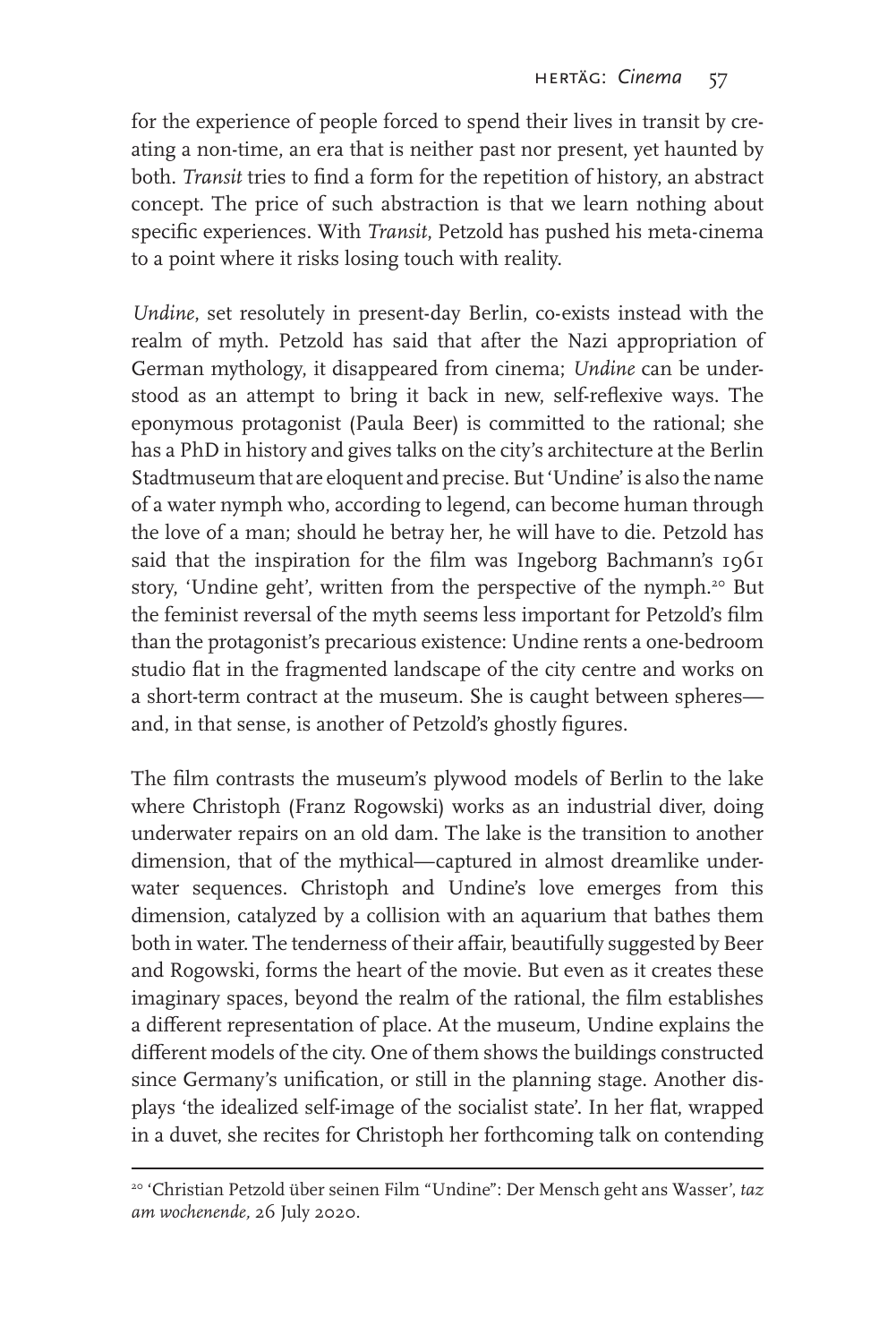for the experience of people forced to spend their lives in transit by creating a non-time, an era that is neither past nor present, yet haunted by both. *Transit* tries to find a form for the repetition of history, an abstract concept. The price of such abstraction is that we learn nothing about specific experiences. With *Transit*, Petzold has pushed his meta-cinema to a point where it risks losing touch with reality.

*Undine*, set resolutely in present-day Berlin, co-exists instead with the realm of myth. Petzold has said that after the Nazi appropriation of German mythology, it disappeared from cinema; *Undine* can be understood as an attempt to bring it back in new, self-reflexive ways. The eponymous protagonist (Paula Beer) is committed to the rational; she has a PhD in history and gives talks on the city's architecture at the Berlin Stadtmuseum that are eloquent and precise. But 'Undine' is also the name of a water nymph who, according to legend, can become human through the love of a man; should he betray her, he will have to die. Petzold has said that the inspiration for the film was Ingeborg Bachmann's 1961 story, 'Undine geht', written from the perspective of the nymph.[20] But the feminist reversal of the myth seems less important for Petzold's film than the protagonist's precarious existence: Undine rents a one-bedroom studio flat in the fragmented landscape of the city centre and works on a short-term contract at the museum. She is caught between spheres—and, in that sense, is another of Petzold's ghostly figures.

The film contrasts the museum's plywood models of Berlin to the lake where Christoph (Franz Rogowski) works as an industrial diver, doing underwater repairs on an old dam. The lake is the transition to another dimension, that of the mythical—captured in almost dreamlike underwater sequences. Christoph and Undine's love emerges from this dimension, catalyzed by a collision with an aquarium that bathes them both in water. The tenderness of their affair, beautifully suggested by Beer and Rogowski, forms the heart of the movie. But even as it creates these imaginary spaces, beyond the realm of the rational, the film establishes a different representation of place. At the museum, Undine explains the different models of the city. One of them shows the buildings constructed since Germany's unification, or still in the planning stage. Another displays 'the idealized self-image of the socialist state'. In her flat, wrapped in a duvet, she recites for Christoph her forthcoming talk on contending

[20] 'Christian Petzold über seinen Film "Undine": Der Mensch geht ans Wasser', *taz am wochenende*, 26 July 2020.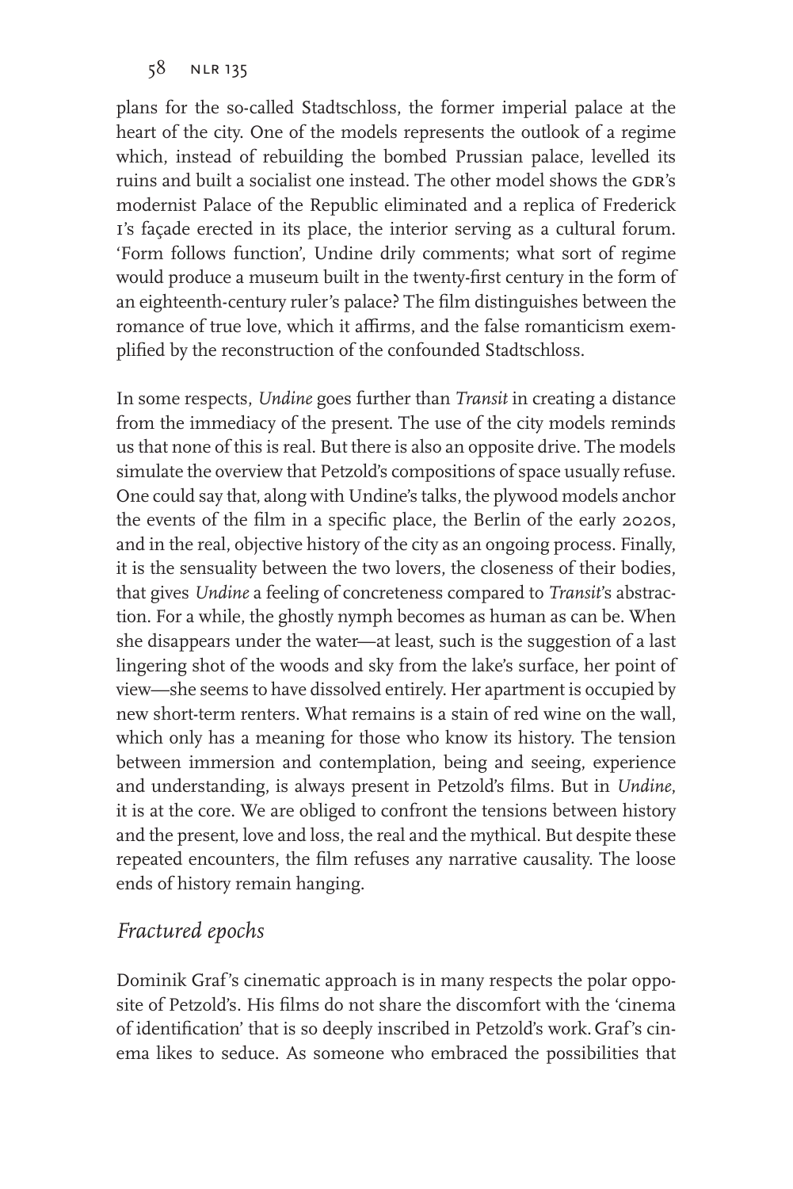plans for the so-called Stadtschloss, the former imperial palace at the heart of the city. One of the models represents the outlook of a regime which, instead of rebuilding the bombed Prussian palace, levelled its ruins and built a socialist one instead. The other model shows the GDR's modernist Palace of the Republic eliminated and a replica of Frederick I's façade erected in its place, the interior serving as a cultural forum. 'Form follows function', Undine drily comments; what sort of regime would produce a museum built in the twenty-first century in the form of an eighteenth-century ruler's palace? The film distinguishes between the romance of true love, which it affirms, and the false romanticism exemplified by the reconstruction of the confounded Stadtschloss.

In some respects, *Undine* goes further than *Transit* in creating a distance from the immediacy of the present. The use of the city models reminds us that none of this is real. But there is also an opposite drive. The models simulate the overview that Petzold's compositions of space usually refuse. One could say that, along with Undine's talks, the plywood models anchor the events of the film in a specific place, the Berlin of the early 2020s, and in the real, objective history of the city as an ongoing process. Finally, it is the sensuality between the two lovers, the closeness of their bodies, that gives *Undine* a feeling of concreteness compared to *Transit*'s abstraction. For a while, the ghostly nymph becomes as human as can be. When she disappears under the water—at least, such is the suggestion of a last lingering shot of the woods and sky from the lake's surface, her point of view—she seems to have dissolved entirely. Her apartment is occupied by new short-term renters. What remains is a stain of red wine on the wall, which only has a meaning for those who know its history. The tension between immersion and contemplation, being and seeing, experience and understanding, is always present in Petzold's films. But in *Undine*, it is at the core. We are obliged to confront the tensions between history and the present, love and loss, the real and the mythical. But despite these repeated encounters, the film refuses any narrative causality. The loose ends of history remain hanging.

## *Fractured epochs*

Dominik Graf's cinematic approach is in many respects the polar opposite of Petzold's. His films do not share the discomfort with the 'cinema of identification' that is so deeply inscribed in Petzold's work. Graf's cinema likes to seduce. As someone who embraced the possibilities that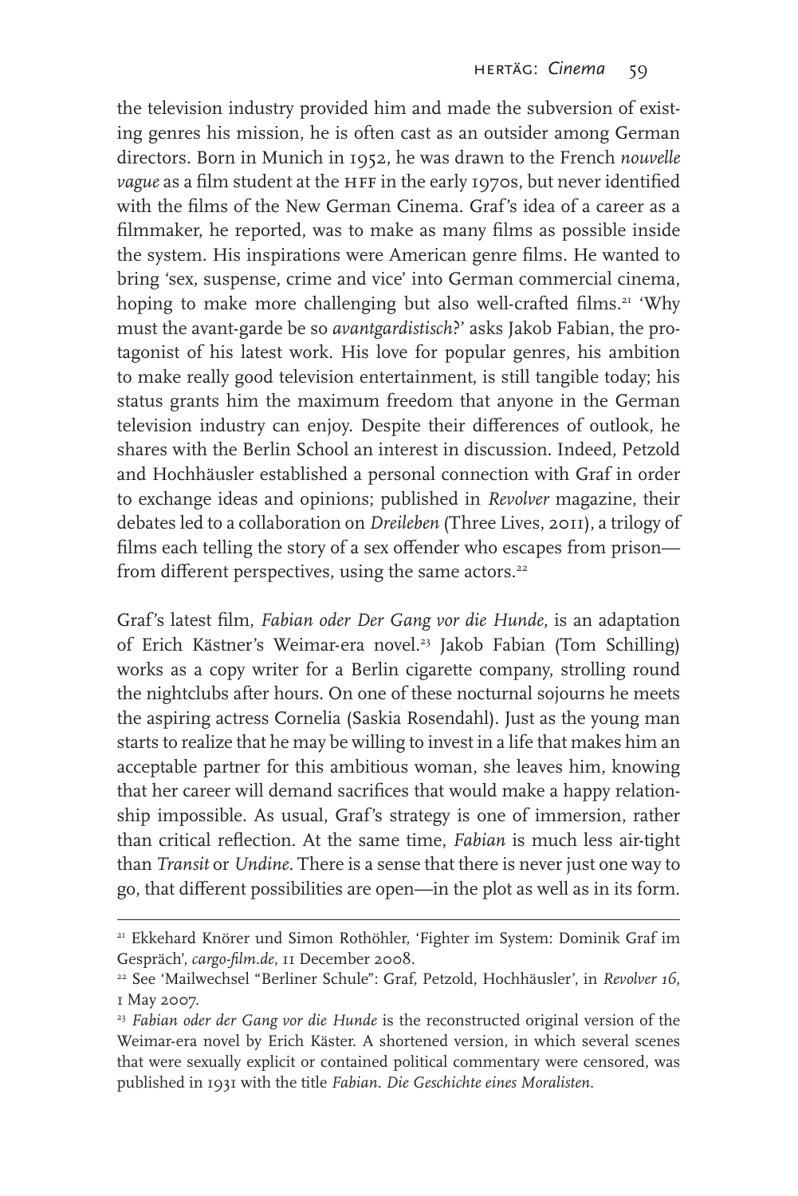the television industry provided him and made the subversion of existing genres his mission, he is often cast as an outsider among German directors. Born in Munich in 1952, he was drawn to the French *nouvelle vague* as a film student at the HFF in the early 1970s, but never identified with the films of the New German Cinema. Graf's idea of a career as a filmmaker, he reported, was to make as many films as possible inside the system. His inspirations were American genre films. He wanted to bring 'sex, suspense, crime and vice' into German commercial cinema, hoping to make more challenging but also well-crafted films.[21] 'Why must the avant-garde be so *avantgardistisch*?' asks Jakob Fabian, the protagonist of his latest work. His love for popular genres, his ambition to make really good television entertainment, is still tangible today; his status grants him the maximum freedom that anyone in the German television industry can enjoy. Despite their differences of outlook, he shares with the Berlin School an interest in discussion. Indeed, Petzold and Hochhäusler established a personal connection with Graf in order to exchange ideas and opinions; published in *Revolver* magazine, their debates led to a collaboration on *Dreileben* (Three Lives, 2011), a trilogy of films each telling the story of a sex offender who escapes from prison—from different perspectives, using the same actors.[22]

Graf's latest film, *Fabian oder Der Gang vor die Hunde*, is an adaptation of Erich Kästner's Weimar-era novel.[23] Jakob Fabian (Tom Schilling) works as a copy writer for a Berlin cigarette company, strolling round the nightclubs after hours. On one of these nocturnal sojourns he meets the aspiring actress Cornelia (Saskia Rosendahl). Just as the young man starts to realize that he may be willing to invest in a life that makes him an acceptable partner for this ambitious woman, she leaves him, knowing that her career will demand sacrifices that would make a happy relationship impossible. As usual, Graf's strategy is one of immersion, rather than critical reflection. At the same time, *Fabian* is much less air-tight than *Transit* or *Undine*. There is a sense that there is never just one way to go, that different possibilities are open—in the plot as well as in its form.

---

[21] Ekkehard Knörer und Simon Rothöhler, 'Fighter im System: Dominik Graf im Gespräch', *cargo-film.de*, 11 December 2008.

[22] See 'Mailwechsel "Berliner Schule": Graf, Petzold, Hochhäusler', in *Revolver 16*, 1 May 2007.

[23] *Fabian oder der Gang vor die Hunde* is the reconstructed original version of the Weimar-era novel by Erich Käster. A shortened version, in which several scenes that were sexually explicit or contained political commentary were censored, was published in 1931 with the title *Fabian. Die Geschichte eines Moralisten*.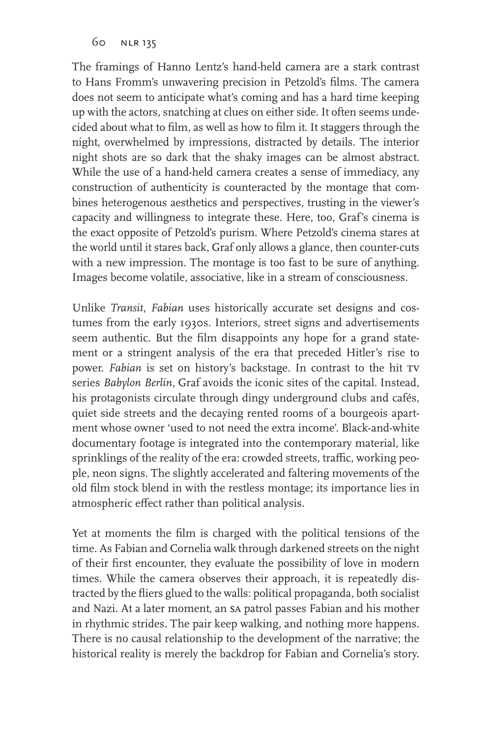The framings of Hanno Lentz's hand-held camera are a stark contrast to Hans Fromm's unwavering precision in Petzold's films. The camera does not seem to anticipate what's coming and has a hard time keeping up with the actors, snatching at clues on either side. It often seems undecided about what to film, as well as how to film it. It staggers through the night, overwhelmed by impressions, distracted by details. The interior night shots are so dark that the shaky images can be almost abstract. While the use of a hand-held camera creates a sense of immediacy, any construction of authenticity is counteracted by the montage that combines heterogenous aesthetics and perspectives, trusting in the viewer's capacity and willingness to integrate these. Here, too, Graf's cinema is the exact opposite of Petzold's purism. Where Petzold's cinema stares at the world until it stares back, Graf only allows a glance, then counter-cuts with a new impression. The montage is too fast to be sure of anything. Images become volatile, associative, like in a stream of consciousness.

Unlike *Transit*, *Fabian* uses historically accurate set designs and costumes from the early 1930s. Interiors, street signs and advertisements seem authentic. But the film disappoints any hope for a grand statement or a stringent analysis of the era that preceded Hitler's rise to power. *Fabian* is set on history's backstage. In contrast to the hit TV series *Babylon Berlin*, Graf avoids the iconic sites of the capital. Instead, his protagonists circulate through dingy underground clubs and cafés, quiet side streets and the decaying rented rooms of a bourgeois apartment whose owner 'used to not need the extra income'. Black-and-white documentary footage is integrated into the contemporary material, like sprinklings of the reality of the era: crowded streets, traffic, working people, neon signs. The slightly accelerated and faltering movements of the old film stock blend in with the restless montage; its importance lies in atmospheric effect rather than political analysis.

Yet at moments the film is charged with the political tensions of the time. As Fabian and Cornelia walk through darkened streets on the night of their first encounter, they evaluate the possibility of love in modern times. While the camera observes their approach, it is repeatedly distracted by the fliers glued to the walls: political propaganda, both socialist and Nazi. At a later moment, an SA patrol passes Fabian and his mother in rhythmic strides. The pair keep walking, and nothing more happens. There is no causal relationship to the development of the narrative; the historical reality is merely the backdrop for Fabian and Cornelia's story.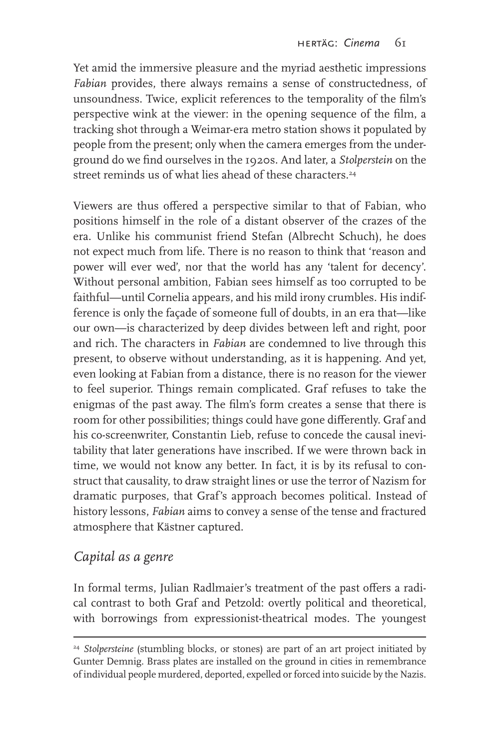Yet amid the immersive pleasure and the myriad aesthetic impressions *Fabian* provides, there always remains a sense of constructedness, of unsoundness. Twice, explicit references to the temporality of the film's perspective wink at the viewer: in the opening sequence of the film, a tracking shot through a Weimar-era metro station shows it populated by people from the present; only when the camera emerges from the underground do we find ourselves in the 1920s. And later, a *Stolperstein* on the street reminds us of what lies ahead of these characters.[24]

Viewers are thus offered a perspective similar to that of Fabian, who positions himself in the role of a distant observer of the crazes of the era. Unlike his communist friend Stefan (Albrecht Schuch), he does not expect much from life. There is no reason to think that 'reason and power will ever wed', nor that the world has any 'talent for decency'. Without personal ambition, Fabian sees himself as too corrupted to be faithful—until Cornelia appears, and his mild irony crumbles. His indifference is only the façade of someone full of doubts, in an era that—like our own—is characterized by deep divides between left and right, poor and rich. The characters in *Fabian* are condemned to live through this present, to observe without understanding, as it is happening. And yet, even looking at Fabian from a distance, there is no reason for the viewer to feel superior. Things remain complicated. Graf refuses to take the enigmas of the past away. The film's form creates a sense that there is room for other possibilities; things could have gone differently. Graf and his co-screenwriter, Constantin Lieb, refuse to concede the causal inevitability that later generations have inscribed. If we were thrown back in time, we would not know any better. In fact, it is by its refusal to construct that causality, to draw straight lines or use the terror of Nazism for dramatic purposes, that Graf's approach becomes political. Instead of history lessons, *Fabian* aims to convey a sense of the tense and fractured atmosphere that Kästner captured.

## *Capital as a genre*

In formal terms, Julian Radlmaier's treatment of the past offers a radical contrast to both Graf and Petzold: overtly political and theoretical, with borrowings from expressionist-theatrical modes. The youngest

[24] *Stolpersteine* (stumbling blocks, or stones) are part of an art project initiated by Gunter Demnig. Brass plates are installed on the ground in cities in remembrance of individual people murdered, deported, expelled or forced into suicide by the Nazis.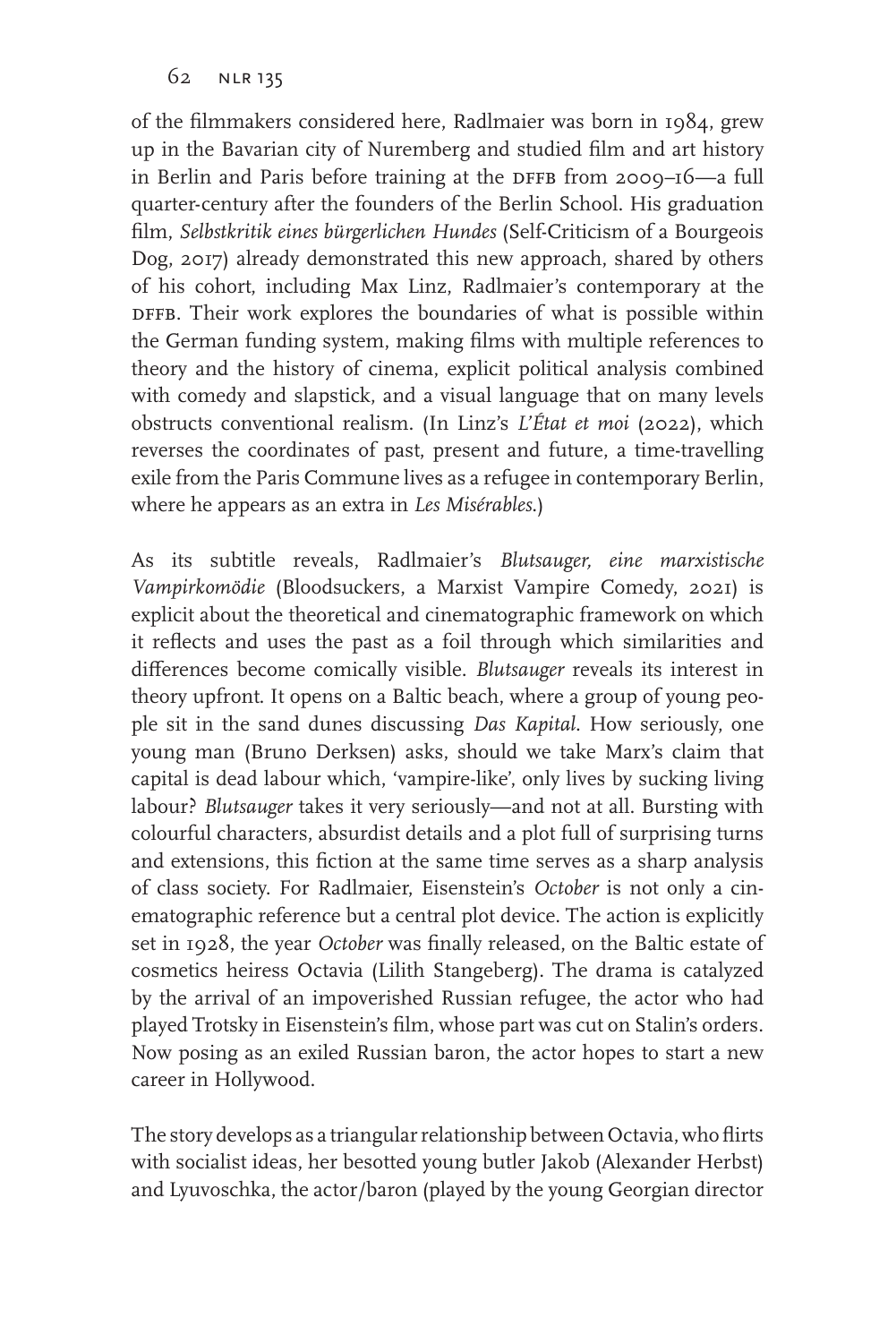of the filmmakers considered here, Radlmaier was born in 1984, grew up in the Bavarian city of Nuremberg and studied film and art history in Berlin and Paris before training at the DFFB from 2009–16—a full quarter-century after the founders of the Berlin School. His graduation film, *Selbstkritik eines bürgerlichen Hundes* (Self-Criticism of a Bourgeois Dog, 2017) already demonstrated this new approach, shared by others of his cohort, including Max Linz, Radlmaier's contemporary at the DFFB. Their work explores the boundaries of what is possible within the German funding system, making films with multiple references to theory and the history of cinema, explicit political analysis combined with comedy and slapstick, and a visual language that on many levels obstructs conventional realism. (In Linz's *L'État et moi* (2022), which reverses the coordinates of past, present and future, a time-travelling exile from the Paris Commune lives as a refugee in contemporary Berlin, where he appears as an extra in *Les Misérables*.)

As its subtitle reveals, Radlmaier's *Blutsauger, eine marxistische Vampirkomödie* (Bloodsuckers, a Marxist Vampire Comedy, 2021) is explicit about the theoretical and cinematographic framework on which it reflects and uses the past as a foil through which similarities and differences become comically visible. *Blutsauger* reveals its interest in theory upfront. It opens on a Baltic beach, where a group of young people sit in the sand dunes discussing *Das Kapital*. How seriously, one young man (Bruno Derksen) asks, should we take Marx's claim that capital is dead labour which, 'vampire-like', only lives by sucking living labour? *Blutsauger* takes it very seriously—and not at all. Bursting with colourful characters, absurdist details and a plot full of surprising turns and extensions, this fiction at the same time serves as a sharp analysis of class society. For Radlmaier, Eisenstein's *October* is not only a cinematographic reference but a central plot device. The action is explicitly set in 1928, the year *October* was finally released, on the Baltic estate of cosmetics heiress Octavia (Lilith Stangeberg). The drama is catalyzed by the arrival of an impoverished Russian refugee, the actor who had played Trotsky in Eisenstein's film, whose part was cut on Stalin's orders. Now posing as an exiled Russian baron, the actor hopes to start a new career in Hollywood.

The story develops as a triangular relationship between Octavia, who flirts with socialist ideas, her besotted young butler Jakob (Alexander Herbst) and Lyuvoschka, the actor/baron (played by the young Georgian director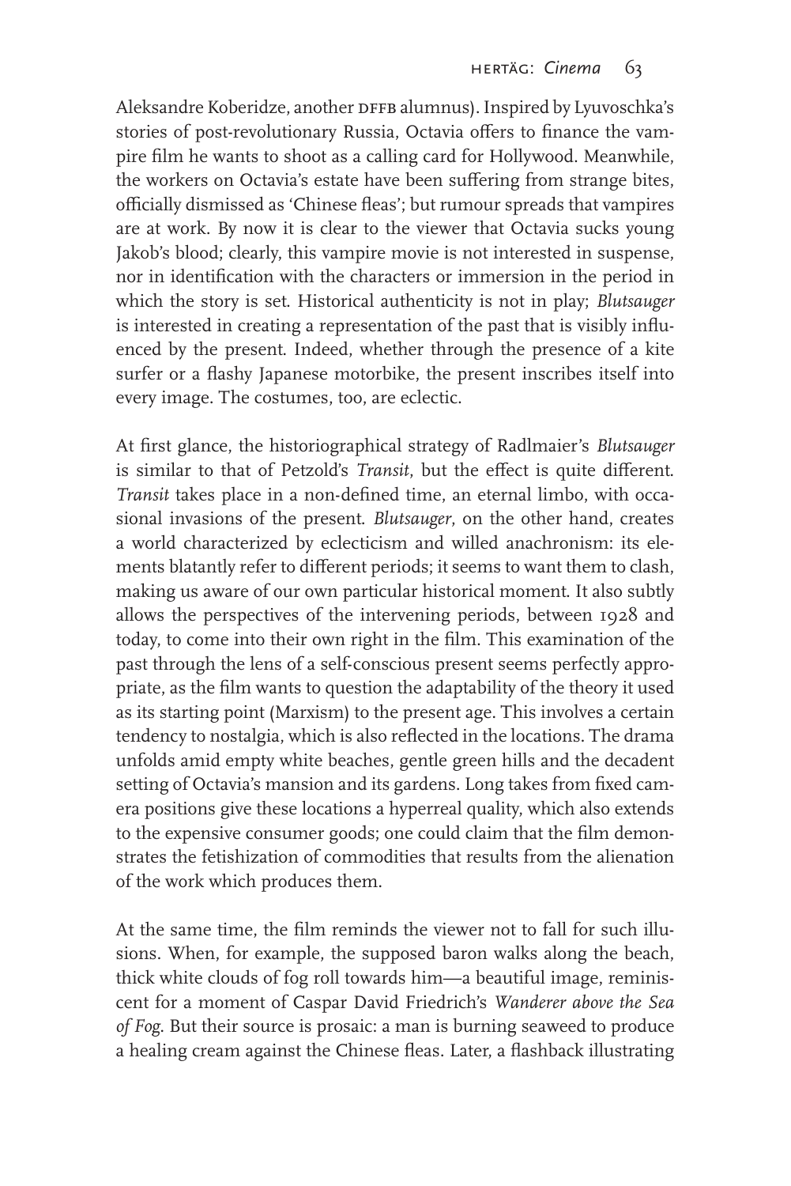Aleksandre Koberidze, another DFFB alumnus). Inspired by Lyuvoschka's stories of post-revolutionary Russia, Octavia offers to finance the vampire film he wants to shoot as a calling card for Hollywood. Meanwhile, the workers on Octavia's estate have been suffering from strange bites, officially dismissed as 'Chinese fleas'; but rumour spreads that vampires are at work. By now it is clear to the viewer that Octavia sucks young Jakob's blood; clearly, this vampire movie is not interested in suspense, nor in identification with the characters or immersion in the period in which the story is set. Historical authenticity is not in play; *Blutsauger* is interested in creating a representation of the past that is visibly influenced by the present. Indeed, whether through the presence of a kite surfer or a flashy Japanese motorbike, the present inscribes itself into every image. The costumes, too, are eclectic.

At first glance, the historiographical strategy of Radlmaier's *Blutsauger* is similar to that of Petzold's *Transit*, but the effect is quite different. *Transit* takes place in a non-defined time, an eternal limbo, with occasional invasions of the present. *Blutsauger*, on the other hand, creates a world characterized by eclecticism and willed anachronism: its elements blatantly refer to different periods; it seems to want them to clash, making us aware of our own particular historical moment. It also subtly allows the perspectives of the intervening periods, between 1928 and today, to come into their own right in the film. This examination of the past through the lens of a self-conscious present seems perfectly appropriate, as the film wants to question the adaptability of the theory it used as its starting point (Marxism) to the present age. This involves a certain tendency to nostalgia, which is also reflected in the locations. The drama unfolds amid empty white beaches, gentle green hills and the decadent setting of Octavia's mansion and its gardens. Long takes from fixed camera positions give these locations a hyperreal quality, which also extends to the expensive consumer goods; one could claim that the film demonstrates the fetishization of commodities that results from the alienation of the work which produces them.

At the same time, the film reminds the viewer not to fall for such illusions. When, for example, the supposed baron walks along the beach, thick white clouds of fog roll towards him—a beautiful image, reminiscent for a moment of Caspar David Friedrich's *Wanderer above the Sea of Fog*. But their source is prosaic: a man is burning seaweed to produce a healing cream against the Chinese fleas. Later, a flashback illustrating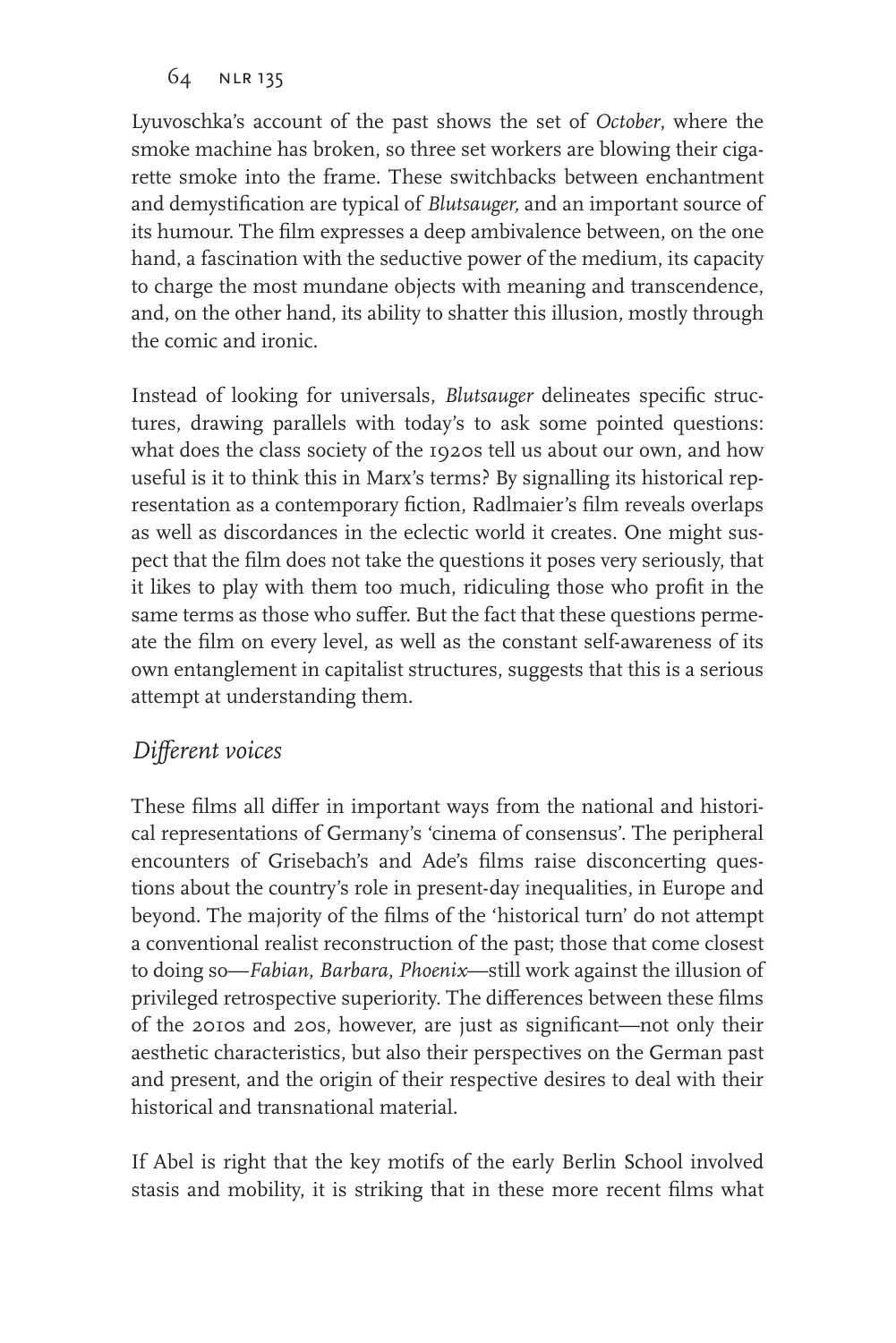Lyuvoschka's account of the past shows the set of *October*, where the smoke machine has broken, so three set workers are blowing their cigarette smoke into the frame. These switchbacks between enchantment and demystification are typical of *Blutsauger,* and an important source of its humour. The film expresses a deep ambivalence between, on the one hand, a fascination with the seductive power of the medium, its capacity to charge the most mundane objects with meaning and transcendence, and, on the other hand, its ability to shatter this illusion, mostly through the comic and ironic.

Instead of looking for universals, *Blutsauger* delineates specific structures, drawing parallels with today's to ask some pointed questions: what does the class society of the 1920s tell us about our own, and how useful is it to think this in Marx's terms? By signalling its historical representation as a contemporary fiction, Radlmaier's film reveals overlaps as well as discordances in the eclectic world it creates. One might suspect that the film does not take the questions it poses very seriously, that it likes to play with them too much, ridiculing those who profit in the same terms as those who suffer. But the fact that these questions permeate the film on every level, as well as the constant self-awareness of its own entanglement in capitalist structures, suggests that this is a serious attempt at understanding them.

## *Different voices*

These films all differ in important ways from the national and historical representations of Germany's 'cinema of consensus'. The peripheral encounters of Grisebach's and Ade's films raise disconcerting questions about the country's role in present-day inequalities, in Europe and beyond. The majority of the films of the 'historical turn' do not attempt a conventional realist reconstruction of the past; those that come closest to doing so—*Fabian*, *Barbara*, *Phoenix*—still work against the illusion of privileged retrospective superiority. The differences between these films of the 2010s and 20s, however, are just as significant—not only their aesthetic characteristics, but also their perspectives on the German past and present, and the origin of their respective desires to deal with their historical and transnational material.

If Abel is right that the key motifs of the early Berlin School involved stasis and mobility, it is striking that in these more recent films what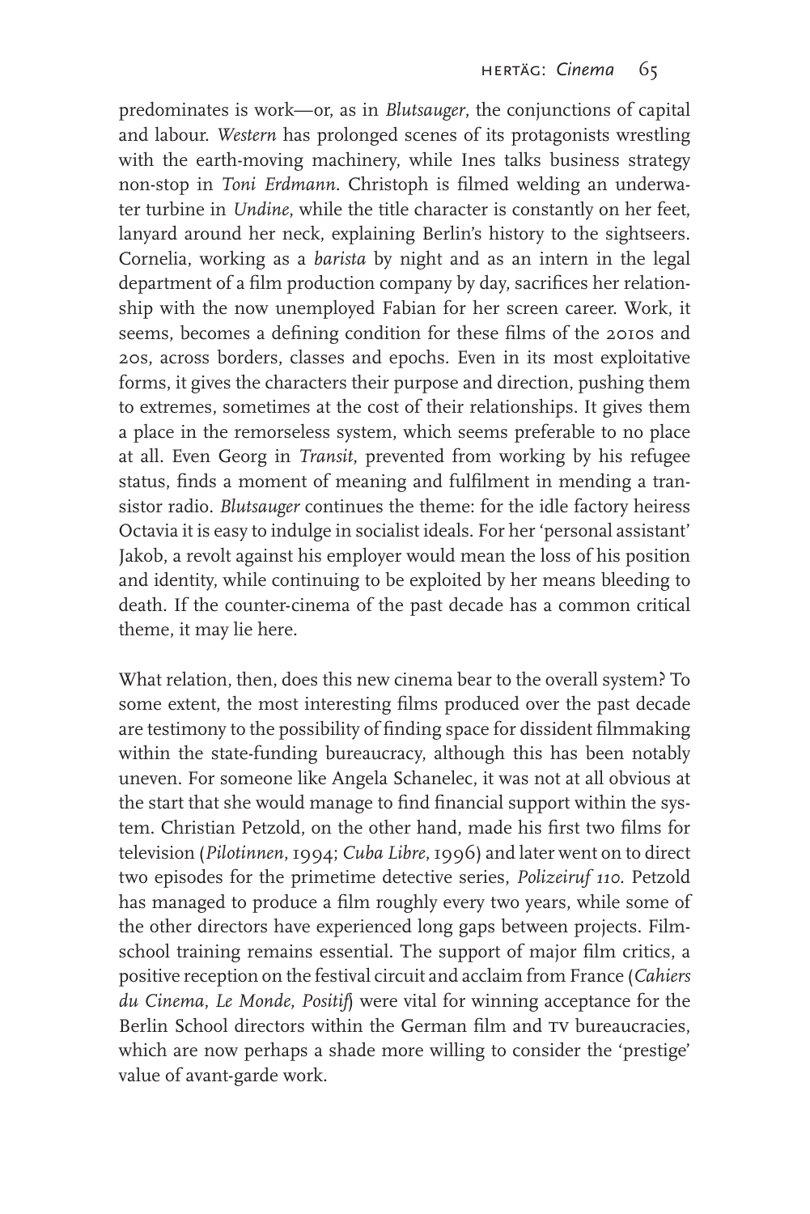predominates is work—or, as in *Blutsauger*, the conjunctions of capital and labour. *Western* has prolonged scenes of its protagonists wrestling with the earth-moving machinery, while Ines talks business strategy non-stop in *Toni Erdmann*. Christoph is filmed welding an underwater turbine in *Undine*, while the title character is constantly on her feet, lanyard around her neck, explaining Berlin's history to the sightseers. Cornelia, working as a *barista* by night and as an intern in the legal department of a film production company by day, sacrifices her relationship with the now unemployed Fabian for her screen career. Work, it seems, becomes a defining condition for these films of the 2010s and 20s, across borders, classes and epochs. Even in its most exploitative forms, it gives the characters their purpose and direction, pushing them to extremes, sometimes at the cost of their relationships. It gives them a place in the remorseless system, which seems preferable to no place at all. Even Georg in *Transit*, prevented from working by his refugee status, finds a moment of meaning and fulfilment in mending a transistor radio. *Blutsauger* continues the theme: for the idle factory heiress Octavia it is easy to indulge in socialist ideals. For her 'personal assistant' Jakob, a revolt against his employer would mean the loss of his position and identity, while continuing to be exploited by her means bleeding to death. If the counter-cinema of the past decade has a common critical theme, it may lie here.

What relation, then, does this new cinema bear to the overall system? To some extent, the most interesting films produced over the past decade are testimony to the possibility of finding space for dissident filmmaking within the state-funding bureaucracy, although this has been notably uneven. For someone like Angela Schanelec, it was not at all obvious at the start that she would manage to find financial support within the system. Christian Petzold, on the other hand, made his first two films for television (*Pilotinnen*, 1994; *Cuba Libre*, 1996) and later went on to direct two episodes for the primetime detective series, *Polizeiruf 110*. Petzold has managed to produce a film roughly every two years, while some of the other directors have experienced long gaps between projects. Film-school training remains essential. The support of major film critics, a positive reception on the festival circuit and acclaim from France (*Cahiers du Cinema*, *Le Monde*, *Positif*) were vital for winning acceptance for the Berlin School directors within the German film and TV bureaucracies, which are now perhaps a shade more willing to consider the 'prestige' value of avant-garde work.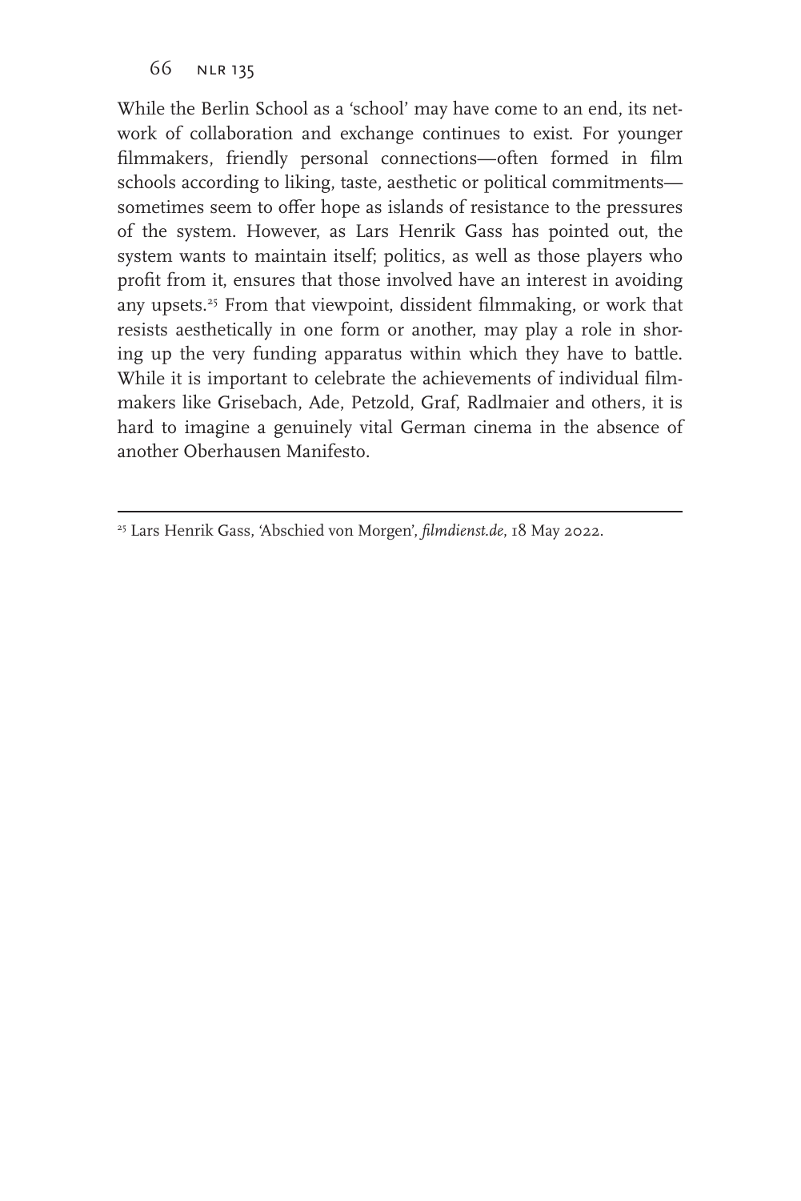While the Berlin School as a 'school' may have come to an end, its network of collaboration and exchange continues to exist. For younger filmmakers, friendly personal connections—often formed in film schools according to liking, taste, aesthetic or political commitments—sometimes seem to offer hope as islands of resistance to the pressures of the system. However, as Lars Henrik Gass has pointed out, the system wants to maintain itself; politics, as well as those players who profit from it, ensures that those involved have an interest in avoiding any upsets.[25] From that viewpoint, dissident filmmaking, or work that resists aesthetically in one form or another, may play a role in shoring up the very funding apparatus within which they have to battle. While it is important to celebrate the achievements of individual filmmakers like Grisebach, Ade, Petzold, Graf, Radlmaier and others, it is hard to imagine a genuinely vital German cinema in the absence of another Oberhausen Manifesto.

---

[25] Lars Henrik Gass, 'Abschied von Morgen', *filmdienst.de*, 18 May 2022.